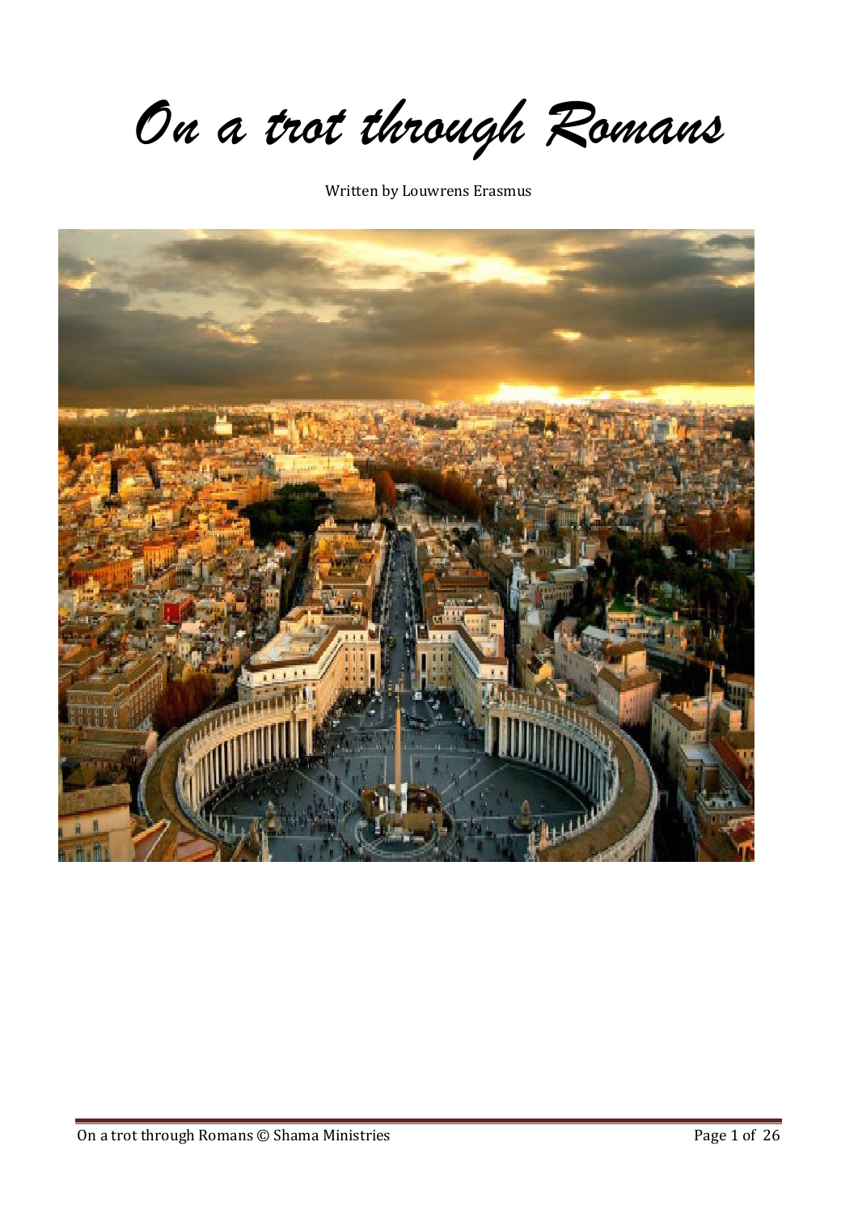# *On a trot through Romans*

Written by Louwrens Erasmus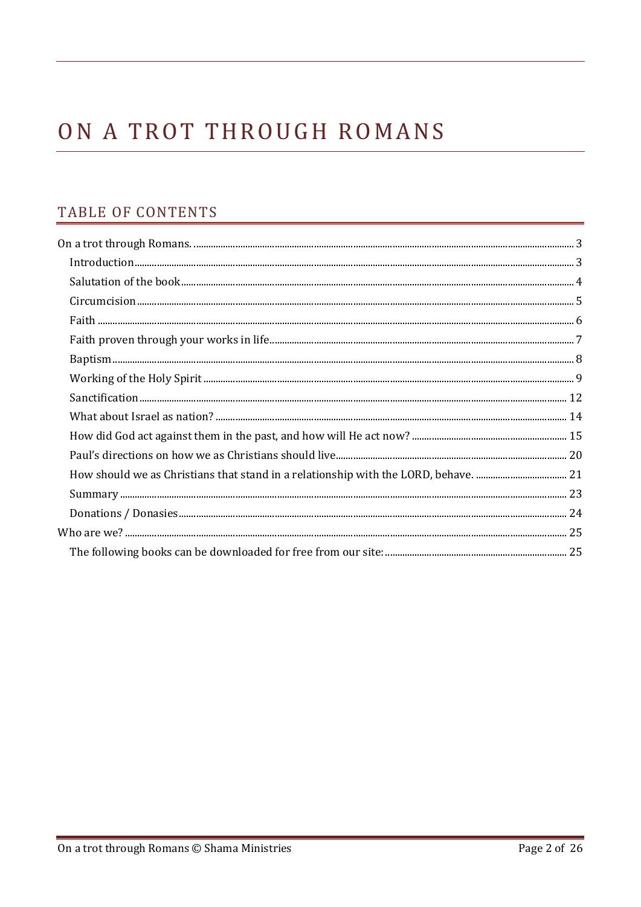# ON A TROT THROUGH ROMANS

## TABLE OF CONTENTS

On a trot through Romans. ........ 3
- Introduction ........ 3
- Salutation of the book ........ 4
- Circumcision ........ 5
- Faith ........ 6
- Faith proven through your works in life ........ 7
- Baptism ........ 8
- Working of the Holy Spirit ........ 9
- Sanctification ........ 12
- What about Israel as nation? ........ 14
- How did God act against them in the past, and how will He act now? ........ 15
- Paul's directions on how we as Christians should live ........ 20
- How should we as Christians that stand in a relationship with the LORD, behave. ........ 21
- Summary ........ 23
- Donations / Donasies ........ 24

Who are we? ........ 25
- The following books can be downloaded for free from our site: ........ 25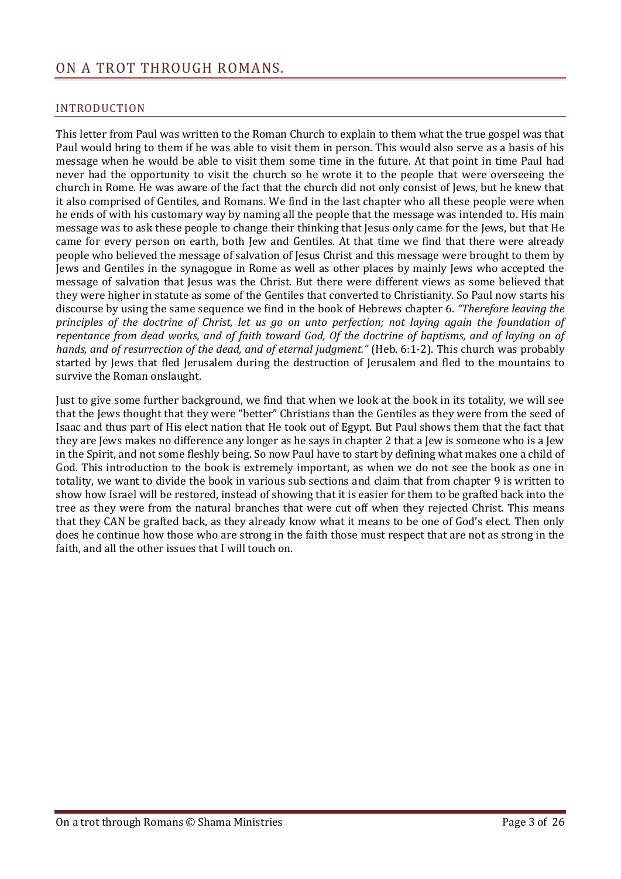# ON A TROT THROUGH ROMANS.

## INTRODUCTION

This letter from Paul was written to the Roman Church to explain to them what the true gospel was that Paul would bring to them if he was able to visit them in person. This would also serve as a basis of his message when he would be able to visit them some time in the future. At that point in time Paul had never had the opportunity to visit the church so he wrote it to the people that were overseeing the church in Rome. He was aware of the fact that the church did not only consist of Jews, but he knew that it also comprised of Gentiles, and Romans. We find in the last chapter who all these people were when he ends of with his customary way by naming all the people that the message was intended to. His main message was to ask these people to change their thinking that Jesus only came for the Jews, but that He came for every person on earth, both Jew and Gentiles. At that time we find that there were already people who believed the message of salvation of Jesus Christ and this message were brought to them by Jews and Gentiles in the synagogue in Rome as well as other places by mainly Jews who accepted the message of salvation that Jesus was the Christ. But there were different views as some believed that they were higher in statute as some of the Gentiles that converted to Christianity. So Paul now starts his discourse by using the same sequence we find in the book of Hebrews chapter 6. *"Therefore leaving the principles of the doctrine of Christ, let us go on unto perfection; not laying again the foundation of repentance from dead works, and of faith toward God, Of the doctrine of baptisms, and of laying on of hands, and of resurrection of the dead, and of eternal judgment."* (Heb. 6:1-2). This church was probably started by Jews that fled Jerusalem during the destruction of Jerusalem and fled to the mountains to survive the Roman onslaught.

Just to give some further background, we find that when we look at the book in its totality, we will see that the Jews thought that they were "better" Christians than the Gentiles as they were from the seed of Isaac and thus part of His elect nation that He took out of Egypt. But Paul shows them that the fact that they are Jews makes no difference any longer as he says in chapter 2 that a Jew is someone who is a Jew in the Spirit, and not some fleshly being. So now Paul have to start by defining what makes one a child of God. This introduction to the book is extremely important, as when we do not see the book as one in totality, we want to divide the book in various sub sections and claim that from chapter 9 is written to show how Israel will be restored, instead of showing that it is easier for them to be grafted back into the tree as they were from the natural branches that were cut off when they rejected Christ. This means that they CAN be grafted back, as they already know what it means to be one of God's elect. Then only does he continue how those who are strong in the faith those must respect that are not as strong in the faith, and all the other issues that I will touch on.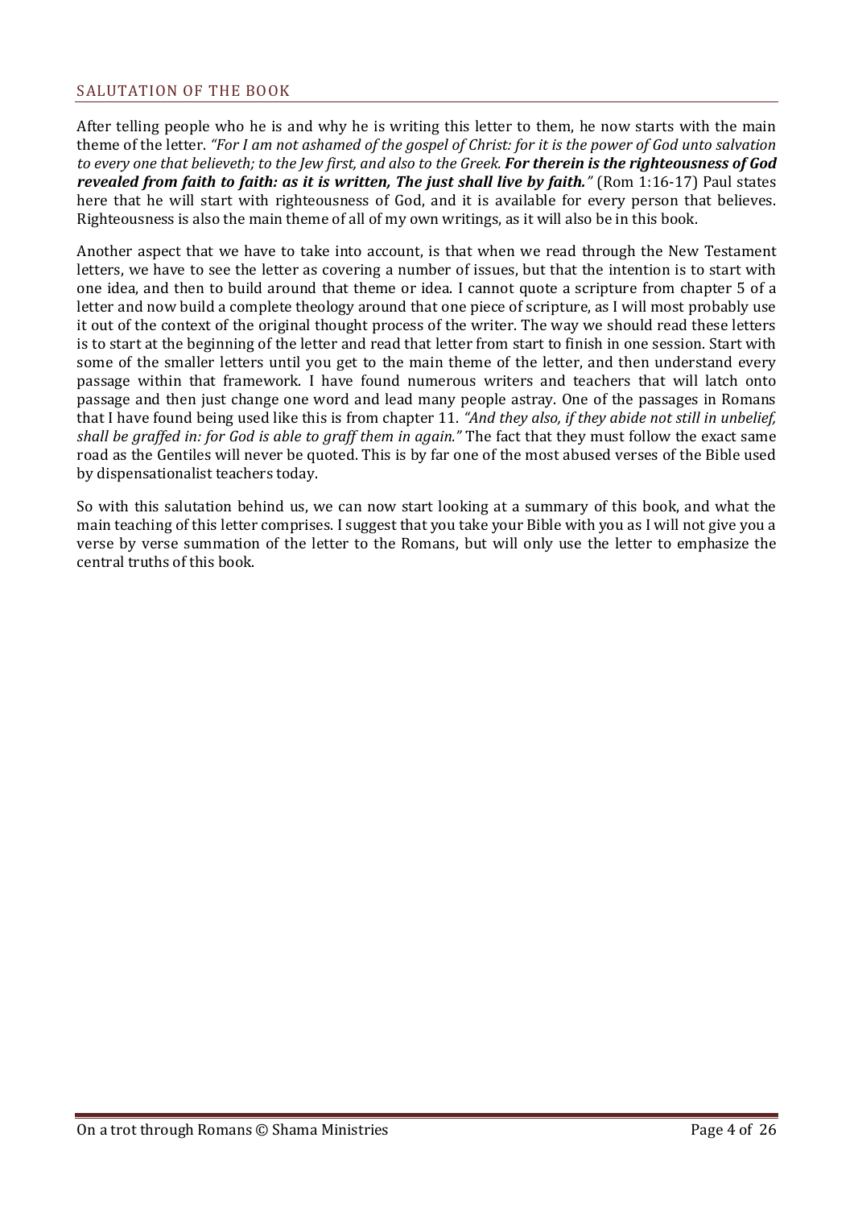## SALUTATION OF THE BOOK

After telling people who he is and why he is writing this letter to them, he now starts with the main theme of the letter. *"For I am not ashamed of the gospel of Christ: for it is the power of God unto salvation to every one that believeth; to the Jew first, and also to the Greek.* ***For therein is the righteousness of God revealed from faith to faith: as it is written, The just shall live by faith."*** (Rom 1:16-17) Paul states here that he will start with righteousness of God, and it is available for every person that believes. Righteousness is also the main theme of all of my own writings, as it will also be in this book.

Another aspect that we have to take into account, is that when we read through the New Testament letters, we have to see the letter as covering a number of issues, but that the intention is to start with one idea, and then to build around that theme or idea. I cannot quote a scripture from chapter 5 of a letter and now build a complete theology around that one piece of scripture, as I will most probably use it out of the context of the original thought process of the writer. The way we should read these letters is to start at the beginning of the letter and read that letter from start to finish in one session. Start with some of the smaller letters until you get to the main theme of the letter, and then understand every passage within that framework. I have found numerous writers and teachers that will latch onto passage and then just change one word and lead many people astray. One of the passages in Romans that I have found being used like this is from chapter 11. *"And they also, if they abide not still in unbelief, shall be graffed in: for God is able to graff them in again."* The fact that they must follow the exact same road as the Gentiles will never be quoted. This is by far one of the most abused verses of the Bible used by dispensationalist teachers today.

So with this salutation behind us, we can now start looking at a summary of this book, and what the main teaching of this letter comprises. I suggest that you take your Bible with you as I will not give you a verse by verse summation of the letter to the Romans, but will only use the letter to emphasize the central truths of this book.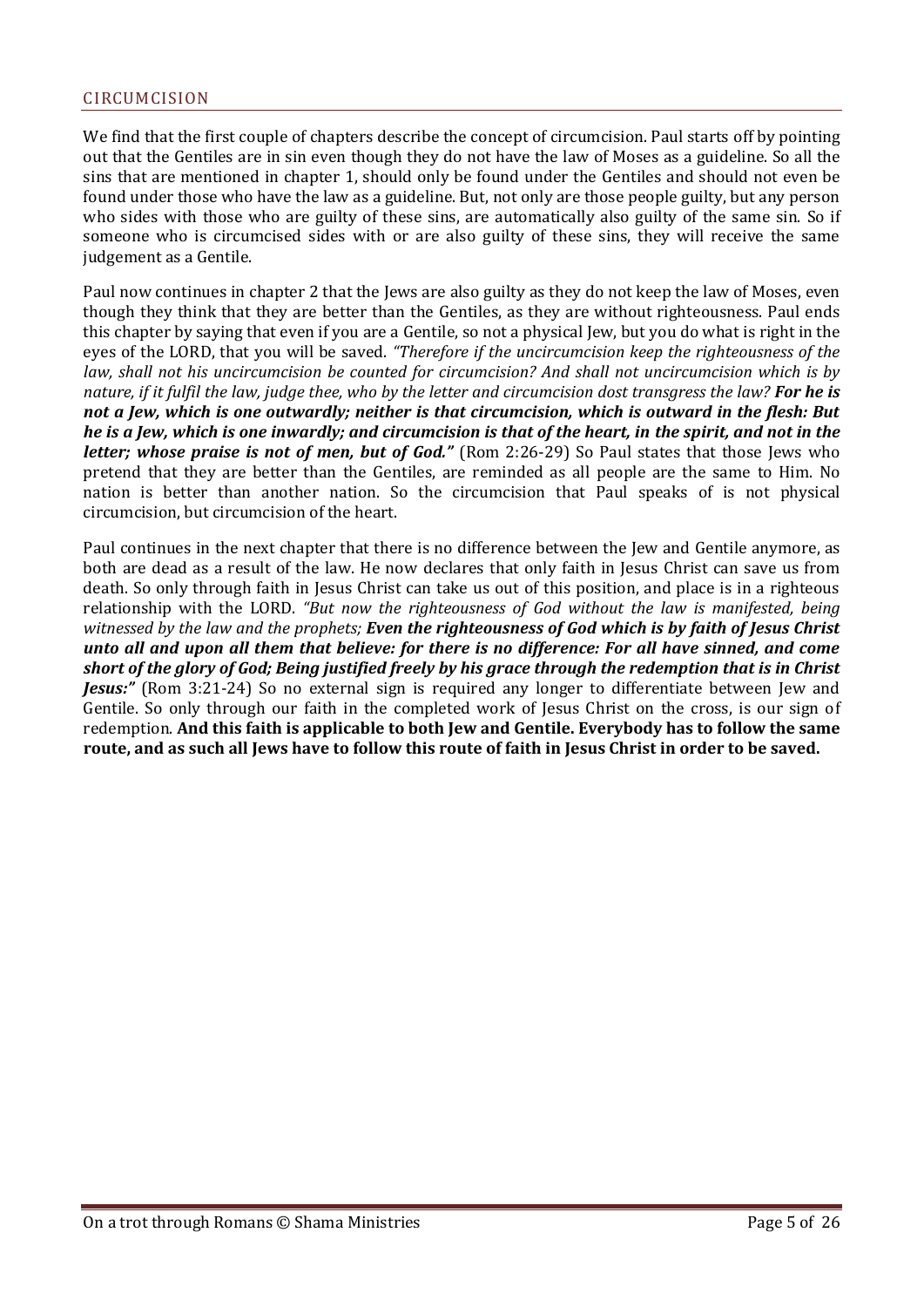## CIRCUMCISION

We find that the first couple of chapters describe the concept of circumcision. Paul starts off by pointing out that the Gentiles are in sin even though they do not have the law of Moses as a guideline. So all the sins that are mentioned in chapter 1, should only be found under the Gentiles and should not even be found under those who have the law as a guideline. But, not only are those people guilty, but any person who sides with those who are guilty of these sins, are automatically also guilty of the same sin. So if someone who is circumcised sides with or are also guilty of these sins, they will receive the same judgement as a Gentile.

Paul now continues in chapter 2 that the Jews are also guilty as they do not keep the law of Moses, even though they think that they are better than the Gentiles, as they are without righteousness. Paul ends this chapter by saying that even if you are a Gentile, so not a physical Jew, but you do what is right in the eyes of the LORD, that you will be saved. *"Therefore if the uncircumcision keep the righteousness of the law, shall not his uncircumcision be counted for circumcision? And shall not uncircumcision which is by nature, if it fulfil the law, judge thee, who by the letter and circumcision dost transgress the law? **For he is not a Jew, which is one outwardly; neither is that circumcision, which is outward in the flesh: But he is a Jew, which is one inwardly; and circumcision is that of the heart, in the spirit, and not in the letter; whose praise is not of men, but of God."*** (Rom 2:26-29) So Paul states that those Jews who pretend that they are better than the Gentiles, are reminded as all people are the same to Him. No nation is better than another nation. So the circumcision that Paul speaks of is not physical circumcision, but circumcision of the heart.

Paul continues in the next chapter that there is no difference between the Jew and Gentile anymore, as both are dead as a result of the law. He now declares that only faith in Jesus Christ can save us from death. So only through faith in Jesus Christ can take us out of this position, and place is in a righteous relationship with the LORD. *"But now the righteousness of God without the law is manifested, being witnessed by the law and the prophets; **Even the righteousness of God which is by faith of Jesus Christ unto all and upon all them that believe: for there is no difference: For all have sinned, and come short of the glory of God; Being justified freely by his grace through the redemption that is in Christ Jesus:"*** (Rom 3:21-24) So no external sign is required any longer to differentiate between Jew and Gentile. So only through our faith in the completed work of Jesus Christ on the cross, is our sign of redemption. **And this faith is applicable to both Jew and Gentile. Everybody has to follow the same route, and as such all Jews have to follow this route of faith in Jesus Christ in order to be saved.**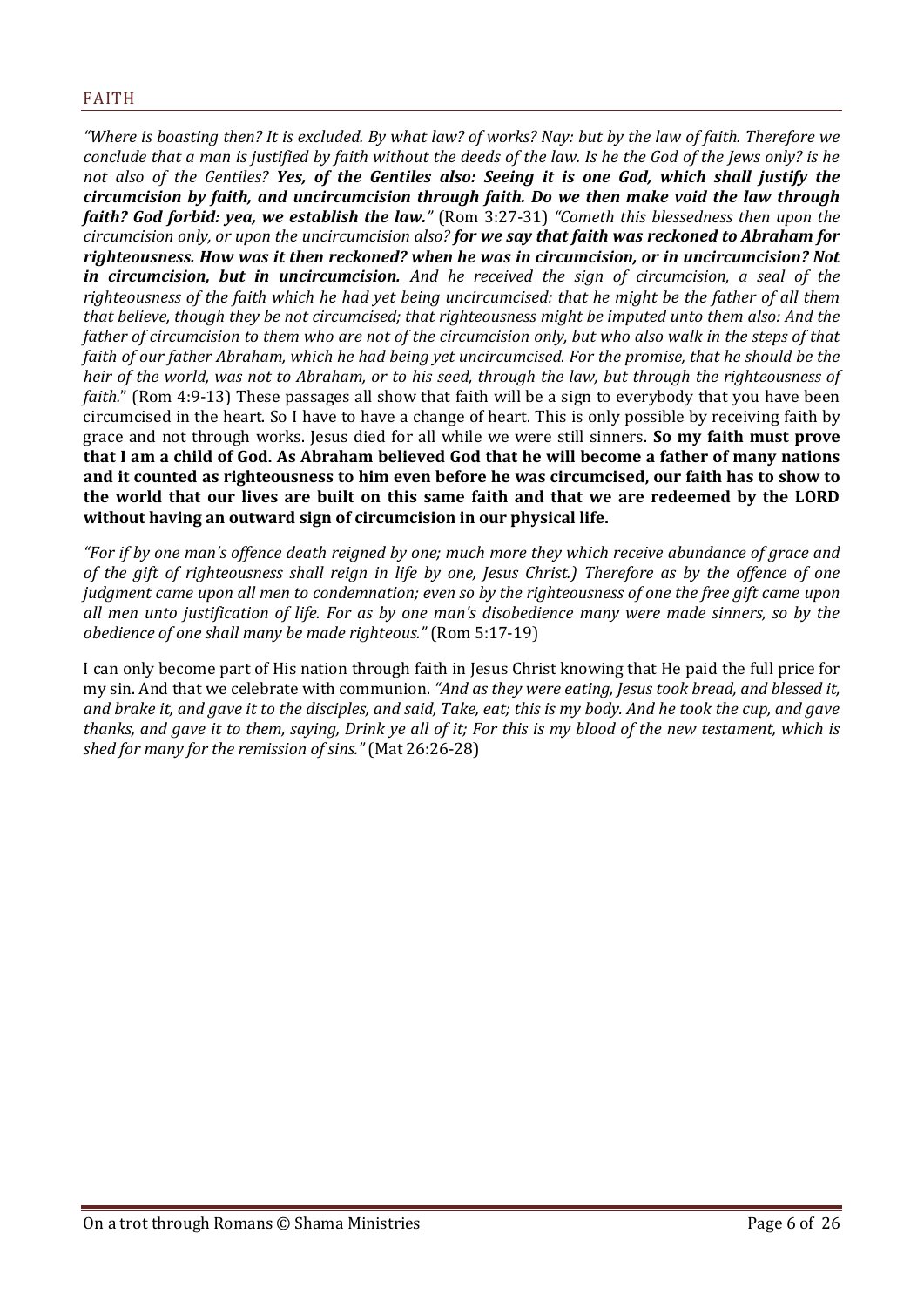## FAITH

*"Where is boasting then? It is excluded. By what law? of works? Nay: but by the law of faith. Therefore we conclude that a man is justified by faith without the deeds of the law. Is he the God of the Jews only? is he not also of the Gentiles?* ***Yes, of the Gentiles also: Seeing it is one God, which shall justify the circumcision by faith, and uncircumcision through faith. Do we then make void the law through faith? God forbid: yea, we establish the law."*** (Rom 3:27-31) *"Cometh this blessedness then upon the circumcision only, or upon the uncircumcision also?* ***for we say that faith was reckoned to Abraham for righteousness. How was it then reckoned? when he was in circumcision, or in uncircumcision? Not in circumcision, but in uncircumcision.*** *And he received the sign of circumcision, a seal of the righteousness of the faith which he had yet being uncircumcised: that he might be the father of all them that believe, though they be not circumcised; that righteousness might be imputed unto them also: And the father of circumcision to them who are not of the circumcision only, but who also walk in the steps of that faith of our father Abraham, which he had being yet uncircumcised. For the promise, that he should be the heir of the world, was not to Abraham, or to his seed, through the law, but through the righteousness of faith."* (Rom 4:9-13) These passages all show that faith will be a sign to everybody that you have been circumcised in the heart. So I have to have a change of heart. This is only possible by receiving faith by grace and not through works. Jesus died for all while we were still sinners. **So my faith must prove that I am a child of God. As Abraham believed God that he will become a father of many nations and it counted as righteousness to him even before he was circumcised, our faith has to show to the world that our lives are built on this same faith and that we are redeemed by the LORD without having an outward sign of circumcision in our physical life.**

*"For if by one man's offence death reigned by one; much more they which receive abundance of grace and of the gift of righteousness shall reign in life by one, Jesus Christ.) Therefore as by the offence of one judgment came upon all men to condemnation; even so by the righteousness of one the free gift came upon all men unto justification of life. For as by one man's disobedience many were made sinners, so by the obedience of one shall many be made righteous."* (Rom 5:17-19)

I can only become part of His nation through faith in Jesus Christ knowing that He paid the full price for my sin. And that we celebrate with communion. *"And as they were eating, Jesus took bread, and blessed it, and brake it, and gave it to the disciples, and said, Take, eat; this is my body. And he took the cup, and gave thanks, and gave it to them, saying, Drink ye all of it; For this is my blood of the new testament, which is shed for many for the remission of sins."* (Mat 26:26-28)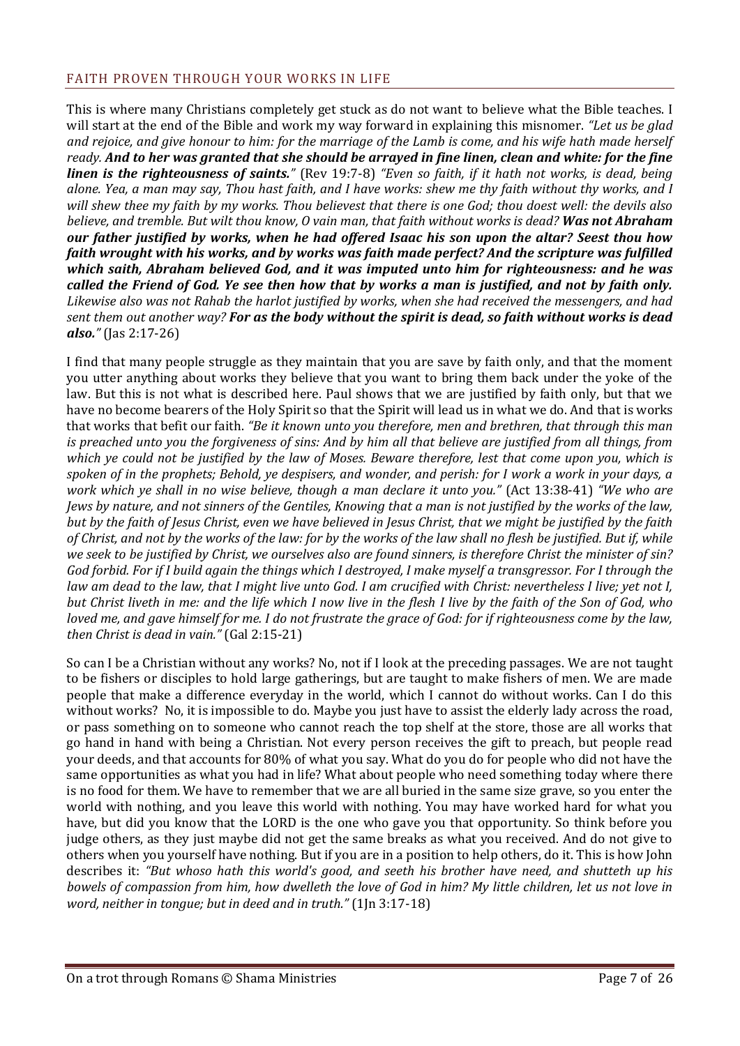## FAITH PROVEN THROUGH YOUR WORKS IN LIFE

This is where many Christians completely get stuck as do not want to believe what the Bible teaches. I will start at the end of the Bible and work my way forward in explaining this misnomer. *"Let us be glad and rejoice, and give honour to him: for the marriage of the Lamb is come, and his wife hath made herself ready. **And to her was granted that she should be arrayed in fine linen, clean and white: for the fine linen is the righteousness of saints.**"* (Rev 19:7-8) *"Even so faith, if it hath not works, is dead, being alone. Yea, a man may say, Thou hast faith, and I have works: shew me thy faith without thy works, and I will shew thee my faith by my works. Thou believest that there is one God; thou doest well: the devils also believe, and tremble. But wilt thou know, O vain man, that faith without works is dead? **Was not Abraham our father justified by works, when he had offered Isaac his son upon the altar? Seest thou how faith wrought with his works, and by works was faith made perfect? And the scripture was fulfilled which saith, Abraham believed God, and it was imputed unto him for righteousness: and he was called the Friend of God. Ye see then how that by works a man is justified, and not by faith only.** Likewise also was not Rahab the harlot justified by works, when she had received the messengers, and had sent them out another way? **For as the body without the spirit is dead, so faith without works is dead also.**"* (Jas 2:17-26)

I find that many people struggle as they maintain that you are save by faith only, and that the moment you utter anything about works they believe that you want to bring them back under the yoke of the law. But this is not what is described here. Paul shows that we are justified by faith only, but that we have no become bearers of the Holy Spirit so that the Spirit will lead us in what we do. And that is works that works that befit our faith. *"Be it known unto you therefore, men and brethren, that through this man is preached unto you the forgiveness of sins: And by him all that believe are justified from all things, from which ye could not be justified by the law of Moses. Beware therefore, lest that come upon you, which is spoken of in the prophets; Behold, ye despisers, and wonder, and perish: for I work a work in your days, a work which ye shall in no wise believe, though a man declare it unto you."* (Act 13:38-41) *"We who are Jews by nature, and not sinners of the Gentiles, Knowing that a man is not justified by the works of the law, but by the faith of Jesus Christ, even we have believed in Jesus Christ, that we might be justified by the faith of Christ, and not by the works of the law: for by the works of the law shall no flesh be justified. But if, while we seek to be justified by Christ, we ourselves also are found sinners, is therefore Christ the minister of sin? God forbid. For if I build again the things which I destroyed, I make myself a transgressor. For I through the law am dead to the law, that I might live unto God. I am crucified with Christ: nevertheless I live; yet not I, but Christ liveth in me: and the life which I now live in the flesh I live by the faith of the Son of God, who loved me, and gave himself for me. I do not frustrate the grace of God: for if righteousness come by the law, then Christ is dead in vain."* (Gal 2:15-21)

So can I be a Christian without any works? No, not if I look at the preceding passages. We are not taught to be fishers or disciples to hold large gatherings, but are taught to make fishers of men. We are made people that make a difference everyday in the world, which I cannot do without works. Can I do this without works? No, it is impossible to do. Maybe you just have to assist the elderly lady across the road, or pass something on to someone who cannot reach the top shelf at the store, those are all works that go hand in hand with being a Christian. Not every person receives the gift to preach, but people read your deeds, and that accounts for 80% of what you say. What do you do for people who did not have the same opportunities as what you had in life? What about people who need something today where there is no food for them. We have to remember that we are all buried in the same size grave, so you enter the world with nothing, and you leave this world with nothing. You may have worked hard for what you have, but did you know that the LORD is the one who gave you that opportunity. So think before you judge others, as they just maybe did not get the same breaks as what you received. And do not give to others when you yourself have nothing. But if you are in a position to help others, do it. This is how John describes it: *"But whoso hath this world's good, and seeth his brother have need, and shutteth up his bowels of compassion from him, how dwelleth the love of God in him? My little children, let us not love in word, neither in tongue; but in deed and in truth."* (1Jn 3:17-18)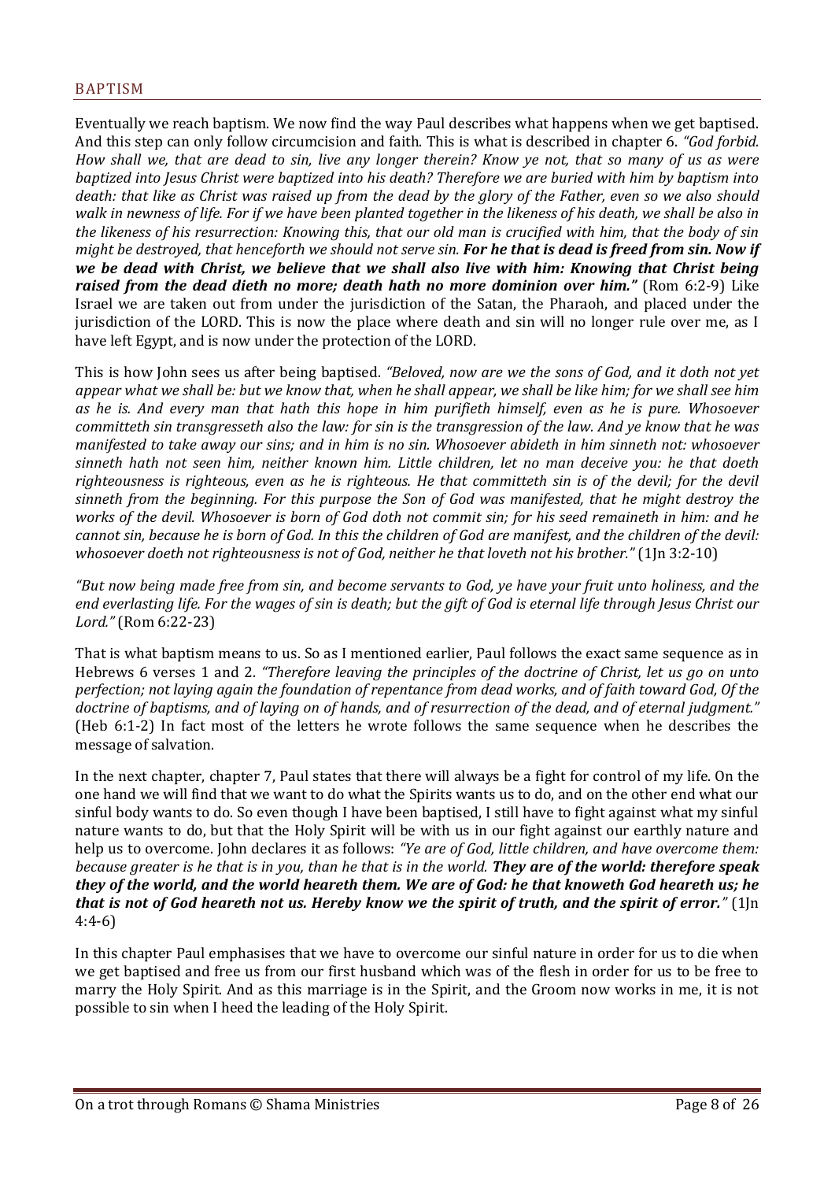## BAPTISM

Eventually we reach baptism. We now find the way Paul describes what happens when we get baptised. And this step can only follow circumcision and faith. This is what is described in chapter 6. *"God forbid. How shall we, that are dead to sin, live any longer therein? Know ye not, that so many of us as were baptized into Jesus Christ were baptized into his death? Therefore we are buried with him by baptism into death: that like as Christ was raised up from the dead by the glory of the Father, even so we also should walk in newness of life. For if we have been planted together in the likeness of his death, we shall be also in the likeness of his resurrection: Knowing this, that our old man is crucified with him, that the body of sin might be destroyed, that henceforth we should not serve sin.* ***For he that is dead is freed from sin. Now if we be dead with Christ, we believe that we shall also live with him: Knowing that Christ being raised from the dead dieth no more; death hath no more dominion over him."*** (Rom 6:2-9) Like Israel we are taken out from under the jurisdiction of the Satan, the Pharaoh, and placed under the jurisdiction of the LORD. This is now the place where death and sin will no longer rule over me, as I have left Egypt, and is now under the protection of the LORD.

This is how John sees us after being baptised. *"Beloved, now are we the sons of God, and it doth not yet appear what we shall be: but we know that, when he shall appear, we shall be like him; for we shall see him as he is. And every man that hath this hope in him purifieth himself, even as he is pure. Whosoever committeth sin transgresseth also the law: for sin is the transgression of the law. And ye know that he was manifested to take away our sins; and in him is no sin. Whosoever abideth in him sinneth not: whosoever sinneth hath not seen him, neither known him. Little children, let no man deceive you: he that doeth righteousness is righteous, even as he is righteous. He that committeth sin is of the devil; for the devil sinneth from the beginning. For this purpose the Son of God was manifested, that he might destroy the works of the devil. Whosoever is born of God doth not commit sin; for his seed remaineth in him: and he cannot sin, because he is born of God. In this the children of God are manifest, and the children of the devil: whosoever doeth not righteousness is not of God, neither he that loveth not his brother."* (1Jn 3:2-10)

*"But now being made free from sin, and become servants to God, ye have your fruit unto holiness, and the end everlasting life. For the wages of sin is death; but the gift of God is eternal life through Jesus Christ our Lord."* (Rom 6:22-23)

That is what baptism means to us. So as I mentioned earlier, Paul follows the exact same sequence as in Hebrews 6 verses 1 and 2. *"Therefore leaving the principles of the doctrine of Christ, let us go on unto perfection; not laying again the foundation of repentance from dead works, and of faith toward God, Of the doctrine of baptisms, and of laying on of hands, and of resurrection of the dead, and of eternal judgment."* (Heb 6:1-2) In fact most of the letters he wrote follows the same sequence when he describes the message of salvation.

In the next chapter, chapter 7, Paul states that there will always be a fight for control of my life. On the one hand we will find that we want to do what the Spirits wants us to do, and on the other end what our sinful body wants to do. So even though I have been baptised, I still have to fight against what my sinful nature wants to do, but that the Holy Spirit will be with us in our fight against our earthly nature and help us to overcome. John declares it as follows: *"Ye are of God, little children, and have overcome them: because greater is he that is in you, than he that is in the world.* ***They are of the world: therefore speak they of the world, and the world heareth them. We are of God: he that knoweth God heareth us; he that is not of God heareth not us. Hereby know we the spirit of truth, and the spirit of error."*** (1Jn 4:4-6)

In this chapter Paul emphasises that we have to overcome our sinful nature in order for us to die when we get baptised and free us from our first husband which was of the flesh in order for us to be free to marry the Holy Spirit. And as this marriage is in the Spirit, and the Groom now works in me, it is not possible to sin when I heed the leading of the Holy Spirit.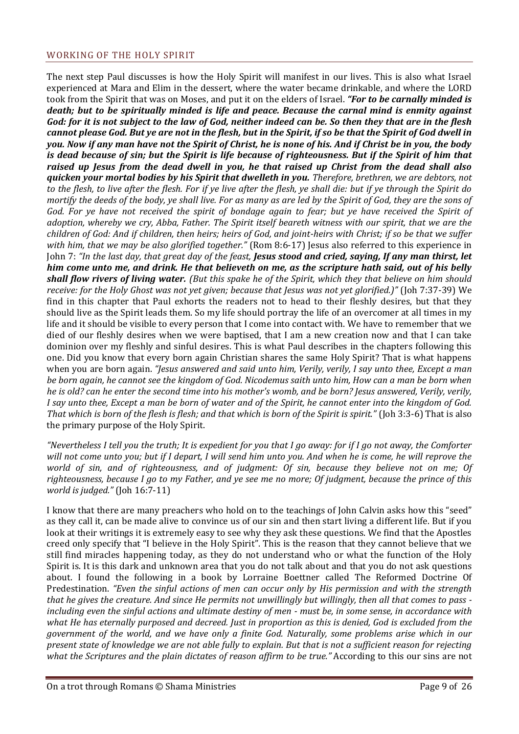## WORKING OF THE HOLY SPIRIT

The next step Paul discusses is how the Holy Spirit will manifest in our lives. This is also what Israel experienced at Mara and Elim in the dessert, where the water became drinkable, and where the LORD took from the Spirit that was on Moses, and put it on the elders of Israel. ***"For to be carnally minded is death; but to be spiritually minded is life and peace. Because the carnal mind is enmity against God: for it is not subject to the law of God, neither indeed can be. So then they that are in the flesh cannot please God. But ye are not in the flesh, but in the Spirit, if so be that the Spirit of God dwell in you. Now if any man have not the Spirit of Christ, he is none of his. And if Christ be in you, the body is dead because of sin; but the Spirit is life because of righteousness. But if the Spirit of him that raised up Jesus from the dead dwell in you, he that raised up Christ from the dead shall also quicken your mortal bodies by his Spirit that dwelleth in you.*** *Therefore, brethren, we are debtors, not to the flesh, to live after the flesh. For if ye live after the flesh, ye shall die: but if ye through the Spirit do mortify the deeds of the body, ye shall live. For as many as are led by the Spirit of God, they are the sons of God. For ye have not received the spirit of bondage again to fear; but ye have received the Spirit of adoption, whereby we cry, Abba, Father. The Spirit itself beareth witness with our spirit, that we are the children of God: And if children, then heirs; heirs of God, and joint-heirs with Christ; if so be that we suffer with him, that we may be also glorified together."* (Rom 8:6-17) Jesus also referred to this experience in John 7: *"In the last day, that great day of the feast,* ***Jesus stood and cried, saying, If any man thirst, let him come unto me, and drink. He that believeth on me, as the scripture hath said, out of his belly shall flow rivers of living water.*** *(But this spake he of the Spirit, which they that believe on him should receive: for the Holy Ghost was not yet given; because that Jesus was not yet glorified.)"* (Joh 7:37-39) We find in this chapter that Paul exhorts the readers not to head to their fleshly desires, but that they should live as the Spirit leads them. So my life should portray the life of an overcomer at all times in my life and it should be visible to every person that I come into contact with. We have to remember that we died of our fleshly desires when we were baptised, that I am a new creation now and that I can take dominion over my fleshly and sinful desires. This is what Paul describes in the chapters following this one. Did you know that every born again Christian shares the same Holy Spirit? That is what happens when you are born again. *"Jesus answered and said unto him, Verily, verily, I say unto thee, Except a man be born again, he cannot see the kingdom of God. Nicodemus saith unto him, How can a man be born when he is old? can he enter the second time into his mother's womb, and be born? Jesus answered, Verily, verily, I say unto thee, Except a man be born of water and of the Spirit, he cannot enter into the kingdom of God. That which is born of the flesh is flesh; and that which is born of the Spirit is spirit."* (Joh 3:3-6) That is also the primary purpose of the Holy Spirit.

*"Nevertheless I tell you the truth; It is expedient for you that I go away: for if I go not away, the Comforter will not come unto you; but if I depart, I will send him unto you. And when he is come, he will reprove the world of sin, and of righteousness, and of judgment: Of sin, because they believe not on me; Of righteousness, because I go to my Father, and ye see me no more; Of judgment, because the prince of this world is judged."* (Joh 16:7-11)

I know that there are many preachers who hold on to the teachings of John Calvin asks how this "seed" as they call it, can be made alive to convince us of our sin and then start living a different life. But if you look at their writings it is extremely easy to see why they ask these questions. We find that the Apostles creed only specify that "I believe in the Holy Spirit". This is the reason that they cannot believe that we still find miracles happening today, as they do not understand who or what the function of the Holy Spirit is. It is this dark and unknown area that you do not talk about and that you do not ask questions about. I found the following in a book by Lorraine Boettner called The Reformed Doctrine Of Predestination. *"Even the sinful actions of men can occur only by His permission and with the strength that he gives the creature. And since He permits not unwillingly but willingly, then all that comes to pass - including even the sinful actions and ultimate destiny of men - must be, in some sense, in accordance with what He has eternally purposed and decreed. Just in proportion as this is denied, God is excluded from the government of the world, and we have only a finite God. Naturally, some problems arise which in our present state of knowledge we are not able fully to explain. But that is not a sufficient reason for rejecting what the Scriptures and the plain dictates of reason affirm to be true."* According to this our sins are not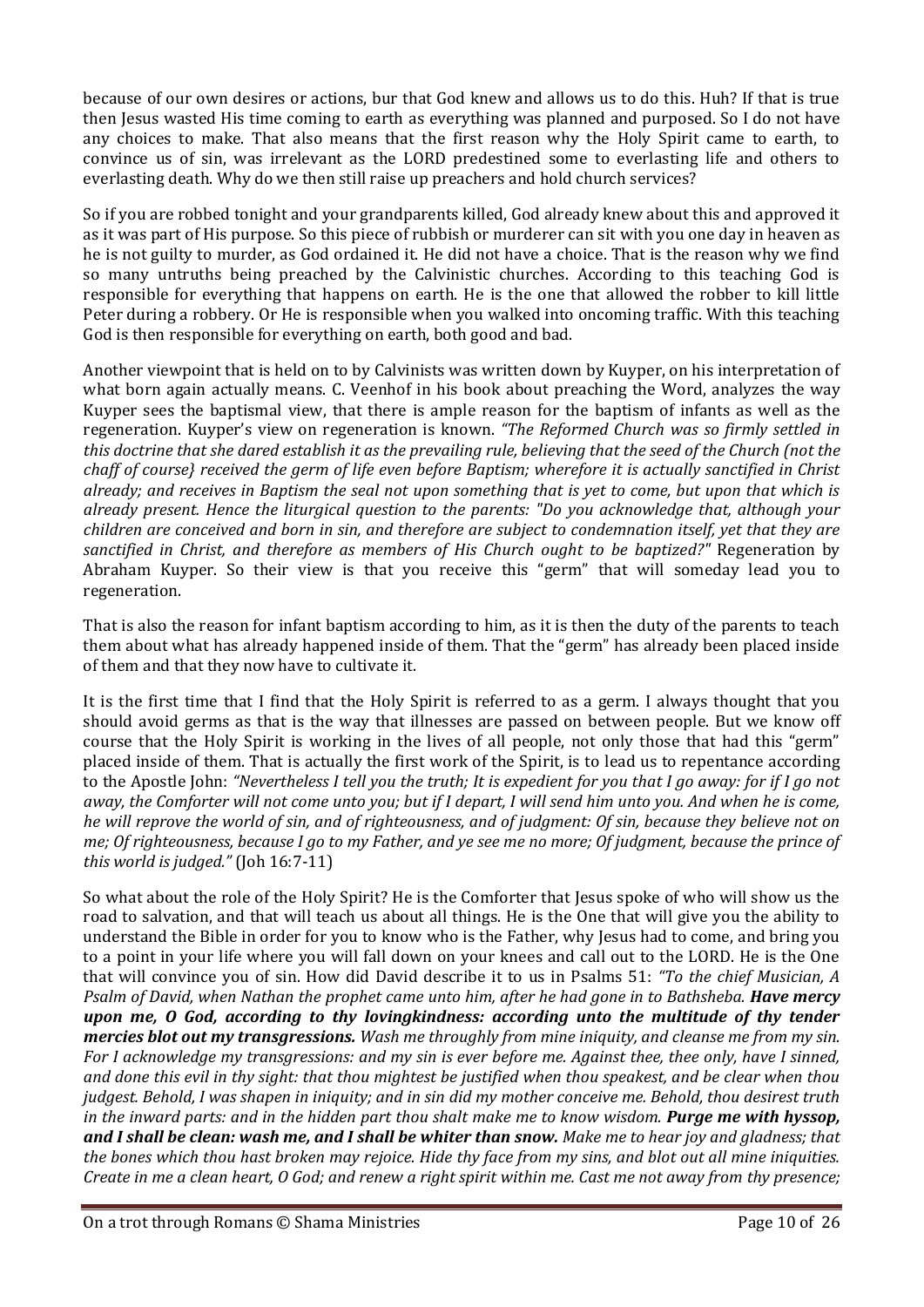because of our own desires or actions, bur that God knew and allows us to do this. Huh? If that is true then Jesus wasted His time coming to earth as everything was planned and purposed. So I do not have any choices to make. That also means that the first reason why the Holy Spirit came to earth, to convince us of sin, was irrelevant as the LORD predestined some to everlasting life and others to everlasting death. Why do we then still raise up preachers and hold church services?

So if you are robbed tonight and your grandparents killed, God already knew about this and approved it as it was part of His purpose. So this piece of rubbish or murderer can sit with you one day in heaven as he is not guilty to murder, as God ordained it. He did not have a choice. That is the reason why we find so many untruths being preached by the Calvinistic churches. According to this teaching God is responsible for everything that happens on earth. He is the one that allowed the robber to kill little Peter during a robbery. Or He is responsible when you walked into oncoming traffic. With this teaching God is then responsible for everything on earth, both good and bad.

Another viewpoint that is held on to by Calvinists was written down by Kuyper, on his interpretation of what born again actually means. C. Veenhof in his book about preaching the Word, analyzes the way Kuyper sees the baptismal view, that there is ample reason for the baptism of infants as well as the regeneration. Kuyper's view on regeneration is known. *"The Reformed Church was so firmly settled in this doctrine that she dared establish it as the prevailing rule, believing that the seed of the Church (not the chaff of course} received the germ of life even before Baptism; wherefore it is actually sanctified in Christ already; and receives in Baptism the seal not upon something that is yet to come, but upon that which is already present. Hence the liturgical question to the parents: "Do you acknowledge that, although your children are conceived and born in sin, and therefore are subject to condemnation itself, yet that they are sanctified in Christ, and therefore as members of His Church ought to be baptized?"* Regeneration by Abraham Kuyper. So their view is that you receive this "germ" that will someday lead you to regeneration.

That is also the reason for infant baptism according to him, as it is then the duty of the parents to teach them about what has already happened inside of them. That the "germ" has already been placed inside of them and that they now have to cultivate it.

It is the first time that I find that the Holy Spirit is referred to as a germ. I always thought that you should avoid germs as that is the way that illnesses are passed on between people. But we know off course that the Holy Spirit is working in the lives of all people, not only those that had this "germ" placed inside of them. That is actually the first work of the Spirit, is to lead us to repentance according to the Apostle John: *"Nevertheless I tell you the truth; It is expedient for you that I go away: for if I go not away, the Comforter will not come unto you; but if I depart, I will send him unto you. And when he is come, he will reprove the world of sin, and of righteousness, and of judgment: Of sin, because they believe not on me; Of righteousness, because I go to my Father, and ye see me no more; Of judgment, because the prince of this world is judged."* (Joh 16:7-11)

So what about the role of the Holy Spirit? He is the Comforter that Jesus spoke of who will show us the road to salvation, and that will teach us about all things. He is the One that will give you the ability to understand the Bible in order for you to know who is the Father, why Jesus had to come, and bring you to a point in your life where you will fall down on your knees and call out to the LORD. He is the One that will convince you of sin. How did David describe it to us in Psalms 51: *"To the chief Musician, A Psalm of David, when Nathan the prophet came unto him, after he had gone in to Bathsheba.* ***Have mercy upon me, O God, according to thy lovingkindness: according unto the multitude of thy tender mercies blot out my transgressions.*** *Wash me throughly from mine iniquity, and cleanse me from my sin. For I acknowledge my transgressions: and my sin is ever before me. Against thee, thee only, have I sinned, and done this evil in thy sight: that thou mightest be justified when thou speakest, and be clear when thou judgest. Behold, I was shapen in iniquity; and in sin did my mother conceive me. Behold, thou desirest truth in the inward parts: and in the hidden part thou shalt make me to know wisdom.* ***Purge me with hyssop, and I shall be clean: wash me, and I shall be whiter than snow.*** *Make me to hear joy and gladness; that the bones which thou hast broken may rejoice. Hide thy face from my sins, and blot out all mine iniquities. Create in me a clean heart, O God; and renew a right spirit within me. Cast me not away from thy presence;*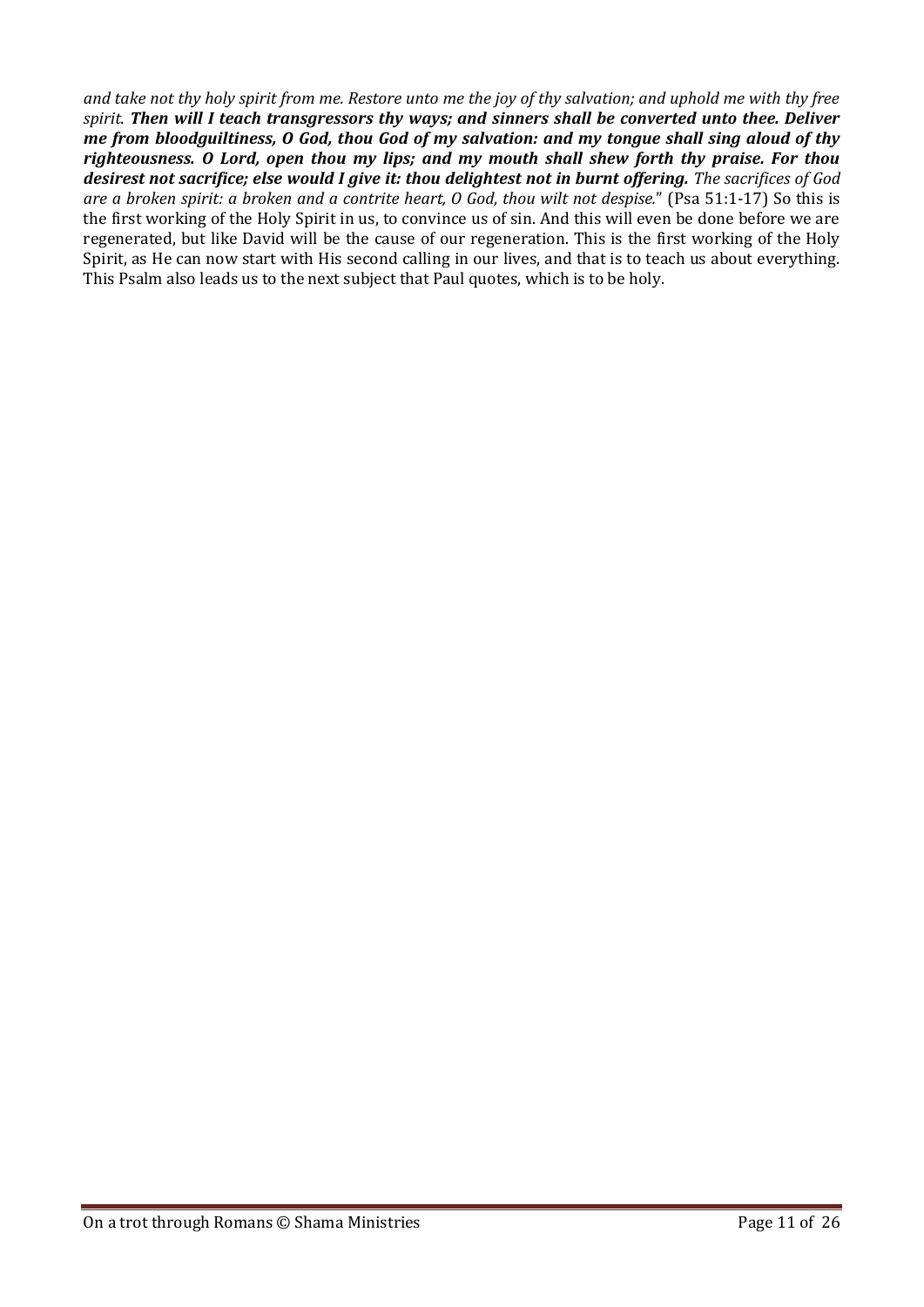*and take not thy holy spirit from me. Restore unto me the joy of thy salvation; and uphold me with thy free spirit.* ***Then will I teach transgressors thy ways; and sinners shall be converted unto thee. Deliver me from bloodguiltiness, O God, thou God of my salvation: and my tongue shall sing aloud of thy righteousness. O Lord, open thou my lips; and my mouth shall shew forth thy praise. For thou desirest not sacrifice; else would I give it: thou delightest not in burnt offering.*** *The sacrifices of God are a broken spirit: a broken and a contrite heart, O God, thou wilt not despise.*" (Psa 51:1-17) So this is the first working of the Holy Spirit in us, to convince us of sin. And this will even be done before we are regenerated, but like David will be the cause of our regeneration. This is the first working of the Holy Spirit, as He can now start with His second calling in our lives, and that is to teach us about everything. This Psalm also leads us to the next subject that Paul quotes, which is to be holy.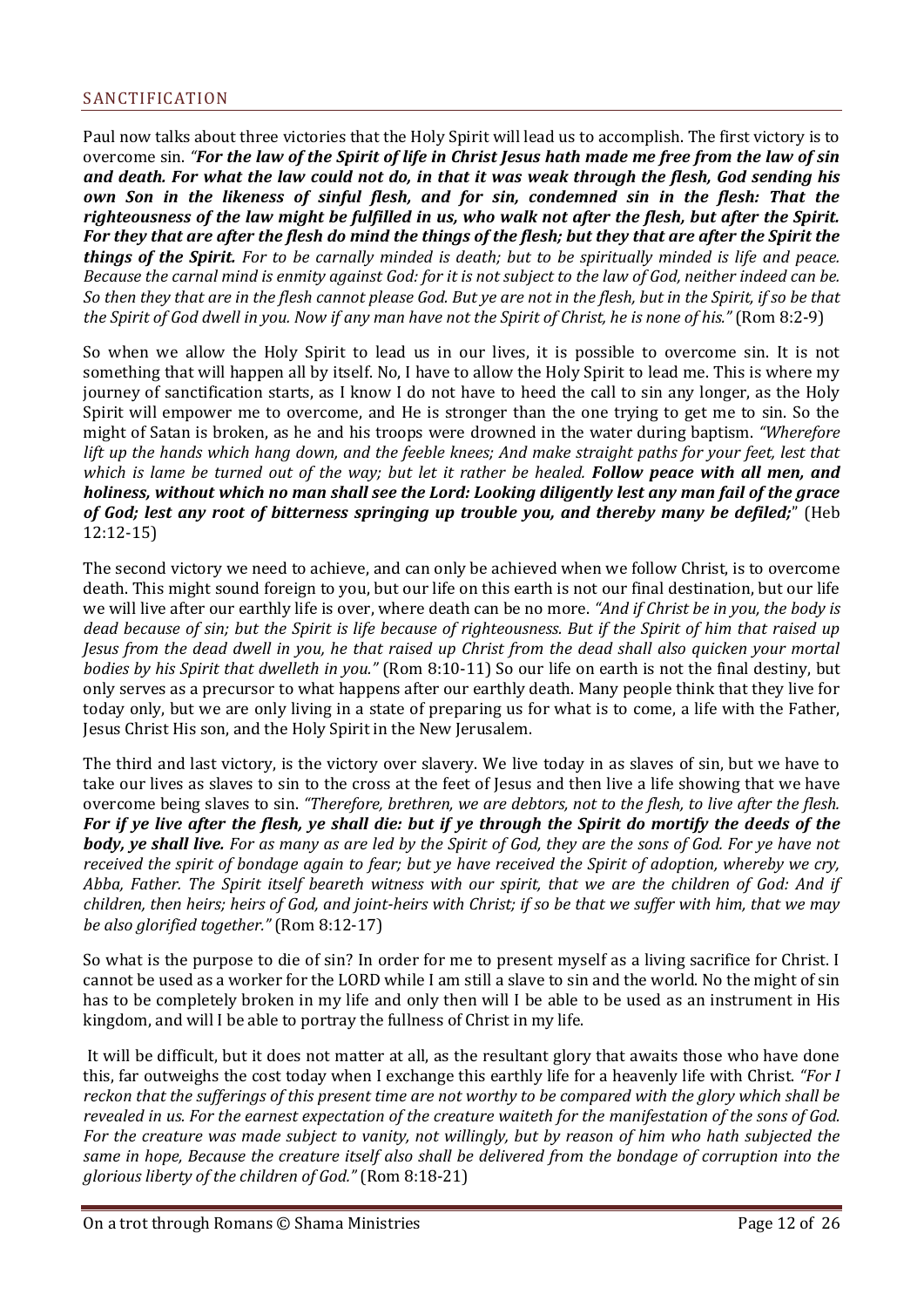## SANCTIFICATION

Paul now talks about three victories that the Holy Spirit will lead us to accomplish. The first victory is to overcome sin. *"**For the law of the Spirit of life in Christ Jesus hath made me free from the law of sin and death. For what the law could not do, in that it was weak through the flesh, God sending his own Son in the likeness of sinful flesh, and for sin, condemned sin in the flesh: That the righteousness of the law might be fulfilled in us, who walk not after the flesh, but after the Spirit. For they that are after the flesh do mind the things of the flesh; but they that are after the Spirit the things of the Spirit.** For to be carnally minded is death; but to be spiritually minded is life and peace. Because the carnal mind is enmity against God: for it is not subject to the law of God, neither indeed can be. So then they that are in the flesh cannot please God. But ye are not in the flesh, but in the Spirit, if so be that the Spirit of God dwell in you. Now if any man have not the Spirit of Christ, he is none of his."* (Rom 8:2-9)

So when we allow the Holy Spirit to lead us in our lives, it is possible to overcome sin. It is not something that will happen all by itself. No, I have to allow the Holy Spirit to lead me. This is where my journey of sanctification starts, as I know I do not have to heed the call to sin any longer, as the Holy Spirit will empower me to overcome, and He is stronger than the one trying to get me to sin. So the might of Satan is broken, as he and his troops were drowned in the water during baptism. *"Wherefore lift up the hands which hang down, and the feeble knees; And make straight paths for your feet, lest that which is lame be turned out of the way; but let it rather be healed. **Follow peace with all men, and holiness, without which no man shall see the Lord: Looking diligently lest any man fail of the grace of God; lest any root of bitterness springing up trouble you, and thereby many be defiled;**"* (Heb 12:12-15)

The second victory we need to achieve, and can only be achieved when we follow Christ, is to overcome death. This might sound foreign to you, but our life on this earth is not our final destination, but our life we will live after our earthly life is over, where death can be no more. *"And if Christ be in you, the body is dead because of sin; but the Spirit is life because of righteousness. But if the Spirit of him that raised up Jesus from the dead dwell in you, he that raised up Christ from the dead shall also quicken your mortal bodies by his Spirit that dwelleth in you."* (Rom 8:10-11) So our life on earth is not the final destiny, but only serves as a precursor to what happens after our earthly death. Many people think that they live for today only, but we are only living in a state of preparing us for what is to come, a life with the Father, Jesus Christ His son, and the Holy Spirit in the New Jerusalem.

The third and last victory, is the victory over slavery. We live today in as slaves of sin, but we have to take our lives as slaves to sin to the cross at the feet of Jesus and then live a life showing that we have overcome being slaves to sin. *"Therefore, brethren, we are debtors, not to the flesh, to live after the flesh. **For if ye live after the flesh, ye shall die: but if ye through the Spirit do mortify the deeds of the body, ye shall live.** For as many as are led by the Spirit of God, they are the sons of God. For ye have not received the spirit of bondage again to fear; but ye have received the Spirit of adoption, whereby we cry, Abba, Father. The Spirit itself beareth witness with our spirit, that we are the children of God: And if children, then heirs; heirs of God, and joint-heirs with Christ; if so be that we suffer with him, that we may be also glorified together."* (Rom 8:12-17)

So what is the purpose to die of sin? In order for me to present myself as a living sacrifice for Christ. I cannot be used as a worker for the LORD while I am still a slave to sin and the world. No the might of sin has to be completely broken in my life and only then will I be able to be used as an instrument in His kingdom, and will I be able to portray the fullness of Christ in my life.

It will be difficult, but it does not matter at all, as the resultant glory that awaits those who have done this, far outweighs the cost today when I exchange this earthly life for a heavenly life with Christ. *"For I reckon that the sufferings of this present time are not worthy to be compared with the glory which shall be revealed in us. For the earnest expectation of the creature waiteth for the manifestation of the sons of God. For the creature was made subject to vanity, not willingly, but by reason of him who hath subjected the same in hope, Because the creature itself also shall be delivered from the bondage of corruption into the glorious liberty of the children of God."* (Rom 8:18-21)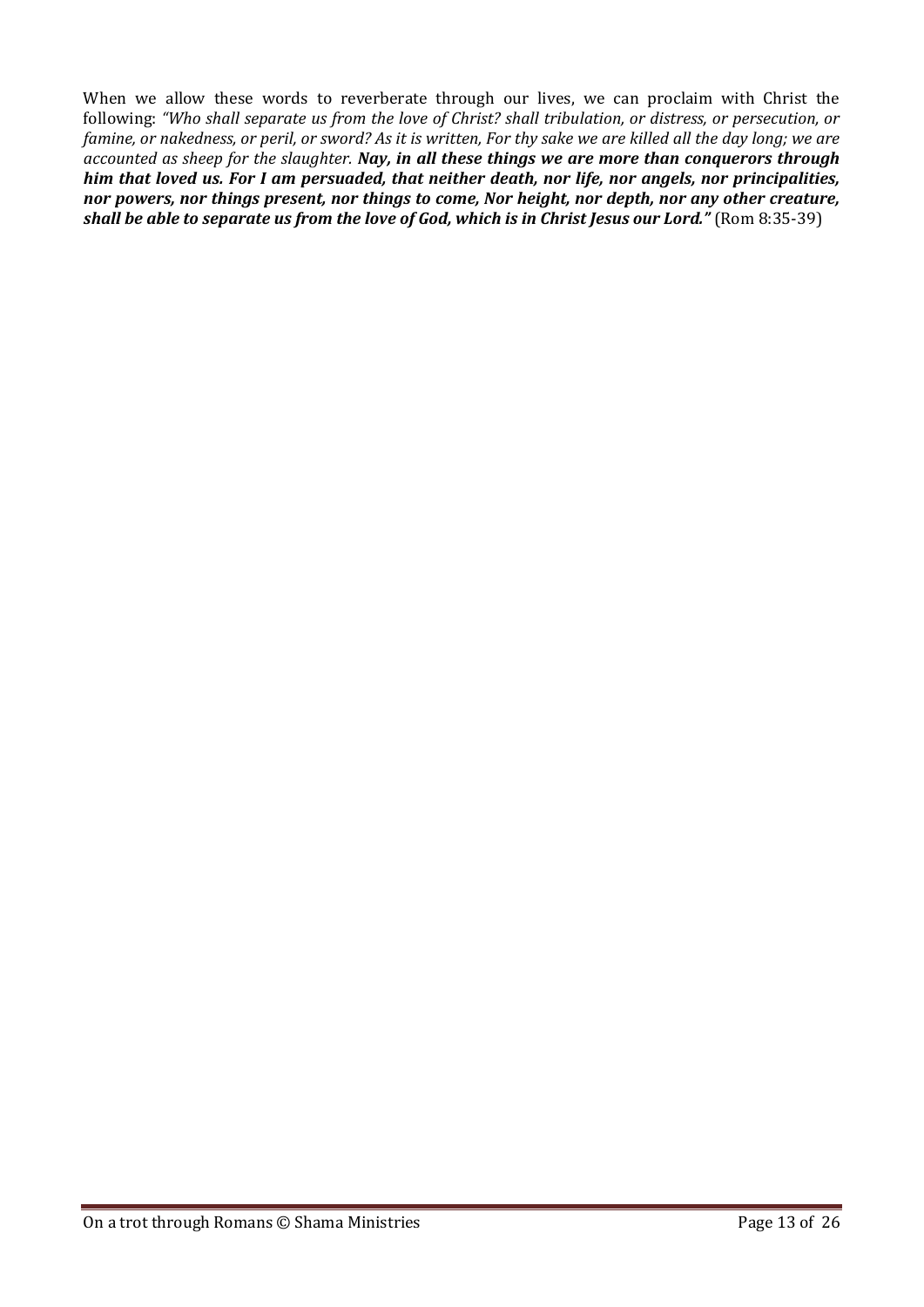When we allow these words to reverberate through our lives, we can proclaim with Christ the following: *"Who shall separate us from the love of Christ? shall tribulation, or distress, or persecution, or famine, or nakedness, or peril, or sword? As it is written, For thy sake we are killed all the day long; we are accounted as sheep for the slaughter.* ***Nay, in all these things we are more than conquerors through him that loved us. For I am persuaded, that neither death, nor life, nor angels, nor principalities, nor powers, nor things present, nor things to come, Nor height, nor depth, nor any other creature, shall be able to separate us from the love of God, which is in Christ Jesus our Lord."*** (Rom 8:35-39)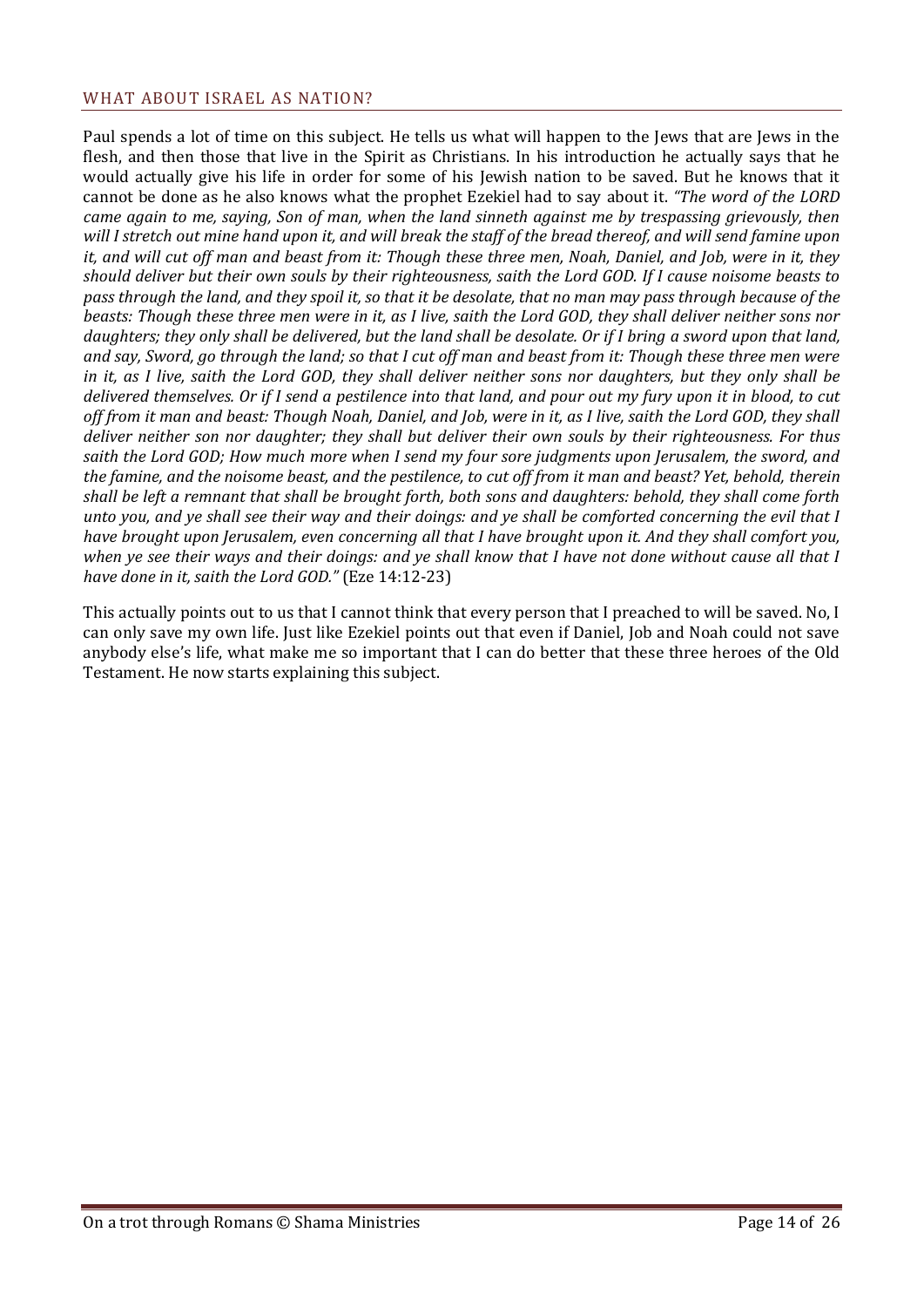## WHAT ABOUT ISRAEL AS NATION?

Paul spends a lot of time on this subject. He tells us what will happen to the Jews that are Jews in the flesh, and then those that live in the Spirit as Christians. In his introduction he actually says that he would actually give his life in order for some of his Jewish nation to be saved. But he knows that it cannot be done as he also knows what the prophet Ezekiel had to say about it. *"The word of the LORD came again to me, saying, Son of man, when the land sinneth against me by trespassing grievously, then will I stretch out mine hand upon it, and will break the staff of the bread thereof, and will send famine upon it, and will cut off man and beast from it: Though these three men, Noah, Daniel, and Job, were in it, they should deliver but their own souls by their righteousness, saith the Lord GOD. If I cause noisome beasts to pass through the land, and they spoil it, so that it be desolate, that no man may pass through because of the beasts: Though these three men were in it, as I live, saith the Lord GOD, they shall deliver neither sons nor daughters; they only shall be delivered, but the land shall be desolate. Or if I bring a sword upon that land, and say, Sword, go through the land; so that I cut off man and beast from it: Though these three men were in it, as I live, saith the Lord GOD, they shall deliver neither sons nor daughters, but they only shall be delivered themselves. Or if I send a pestilence into that land, and pour out my fury upon it in blood, to cut off from it man and beast: Though Noah, Daniel, and Job, were in it, as I live, saith the Lord GOD, they shall deliver neither son nor daughter; they shall but deliver their own souls by their righteousness. For thus saith the Lord GOD; How much more when I send my four sore judgments upon Jerusalem, the sword, and the famine, and the noisome beast, and the pestilence, to cut off from it man and beast? Yet, behold, therein shall be left a remnant that shall be brought forth, both sons and daughters: behold, they shall come forth unto you, and ye shall see their way and their doings: and ye shall be comforted concerning the evil that I have brought upon Jerusalem, even concerning all that I have brought upon it. And they shall comfort you, when ye see their ways and their doings: and ye shall know that I have not done without cause all that I have done in it, saith the Lord GOD."* (Eze 14:12-23)

This actually points out to us that I cannot think that every person that I preached to will be saved. No, I can only save my own life. Just like Ezekiel points out that even if Daniel, Job and Noah could not save anybody else's life, what make me so important that I can do better that these three heroes of the Old Testament. He now starts explaining this subject.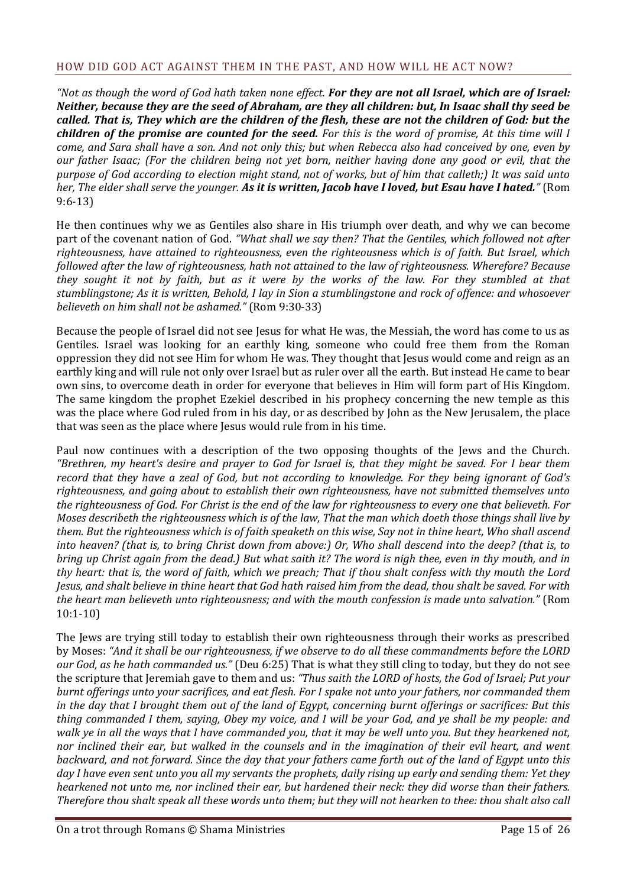## HOW DID GOD ACT AGAINST THEM IN THE PAST, AND HOW WILL HE ACT NOW?

*"Not as though the word of God hath taken none effect.* ***For they are not all Israel, which are of Israel: Neither, because they are the seed of Abraham, are they all children: but, In Isaac shall thy seed be called. That is, They which are the children of the flesh, these are not the children of God: but the children of the promise are counted for the seed.*** *For this is the word of promise, At this time will I come, and Sara shall have a son. And not only this; but when Rebecca also had conceived by one, even by our father Isaac; (For the children being not yet born, neither having done any good or evil, that the purpose of God according to election might stand, not of works, but of him that calleth;) It was said unto her, The elder shall serve the younger.* ***As it is written, Jacob have I loved, but Esau have I hated."*** (Rom 9:6-13)

He then continues why we as Gentiles also share in His triumph over death, and why we can become part of the covenant nation of God. *"What shall we say then? That the Gentiles, which followed not after righteousness, have attained to righteousness, even the righteousness which is of faith. But Israel, which followed after the law of righteousness, hath not attained to the law of righteousness. Wherefore? Because they sought it not by faith, but as it were by the works of the law. For they stumbled at that stumblingstone; As it is written, Behold, I lay in Sion a stumblingstone and rock of offence: and whosoever believeth on him shall not be ashamed."* (Rom 9:30-33)

Because the people of Israel did not see Jesus for what He was, the Messiah, the word has come to us as Gentiles. Israel was looking for an earthly king, someone who could free them from the Roman oppression they did not see Him for whom He was. They thought that Jesus would come and reign as an earthly king and will rule not only over Israel but as ruler over all the earth. But instead He came to bear own sins, to overcome death in order for everyone that believes in Him will form part of His Kingdom. The same kingdom the prophet Ezekiel described in his prophecy concerning the new temple as this was the place where God ruled from in his day, or as described by John as the New Jerusalem, the place that was seen as the place where Jesus would rule from in his time.

Paul now continues with a description of the two opposing thoughts of the Jews and the Church. *"Brethren, my heart's desire and prayer to God for Israel is, that they might be saved. For I bear them record that they have a zeal of God, but not according to knowledge. For they being ignorant of God's righteousness, and going about to establish their own righteousness, have not submitted themselves unto the righteousness of God. For Christ is the end of the law for righteousness to every one that believeth. For Moses describeth the righteousness which is of the law, That the man which doeth those things shall live by them. But the righteousness which is of faith speaketh on this wise, Say not in thine heart, Who shall ascend into heaven? (that is, to bring Christ down from above:) Or, Who shall descend into the deep? (that is, to bring up Christ again from the dead.) But what saith it? The word is nigh thee, even in thy mouth, and in thy heart: that is, the word of faith, which we preach; That if thou shalt confess with thy mouth the Lord Jesus, and shalt believe in thine heart that God hath raised him from the dead, thou shalt be saved. For with the heart man believeth unto righteousness; and with the mouth confession is made unto salvation."* (Rom 10:1-10)

The Jews are trying still today to establish their own righteousness through their works as prescribed by Moses: *"And it shall be our righteousness, if we observe to do all these commandments before the LORD our God, as he hath commanded us."* (Deu 6:25) That is what they still cling to today, but they do not see the scripture that Jeremiah gave to them and us: *"Thus saith the LORD of hosts, the God of Israel; Put your burnt offerings unto your sacrifices, and eat flesh. For I spake not unto your fathers, nor commanded them in the day that I brought them out of the land of Egypt, concerning burnt offerings or sacrifices: But this thing commanded I them, saying, Obey my voice, and I will be your God, and ye shall be my people: and walk ye in all the ways that I have commanded you, that it may be well unto you. But they hearkened not, nor inclined their ear, but walked in the counsels and in the imagination of their evil heart, and went backward, and not forward. Since the day that your fathers came forth out of the land of Egypt unto this day I have even sent unto you all my servants the prophets, daily rising up early and sending them: Yet they hearkened not unto me, nor inclined their ear, but hardened their neck: they did worse than their fathers. Therefore thou shalt speak all these words unto them; but they will not hearken to thee: thou shalt also call*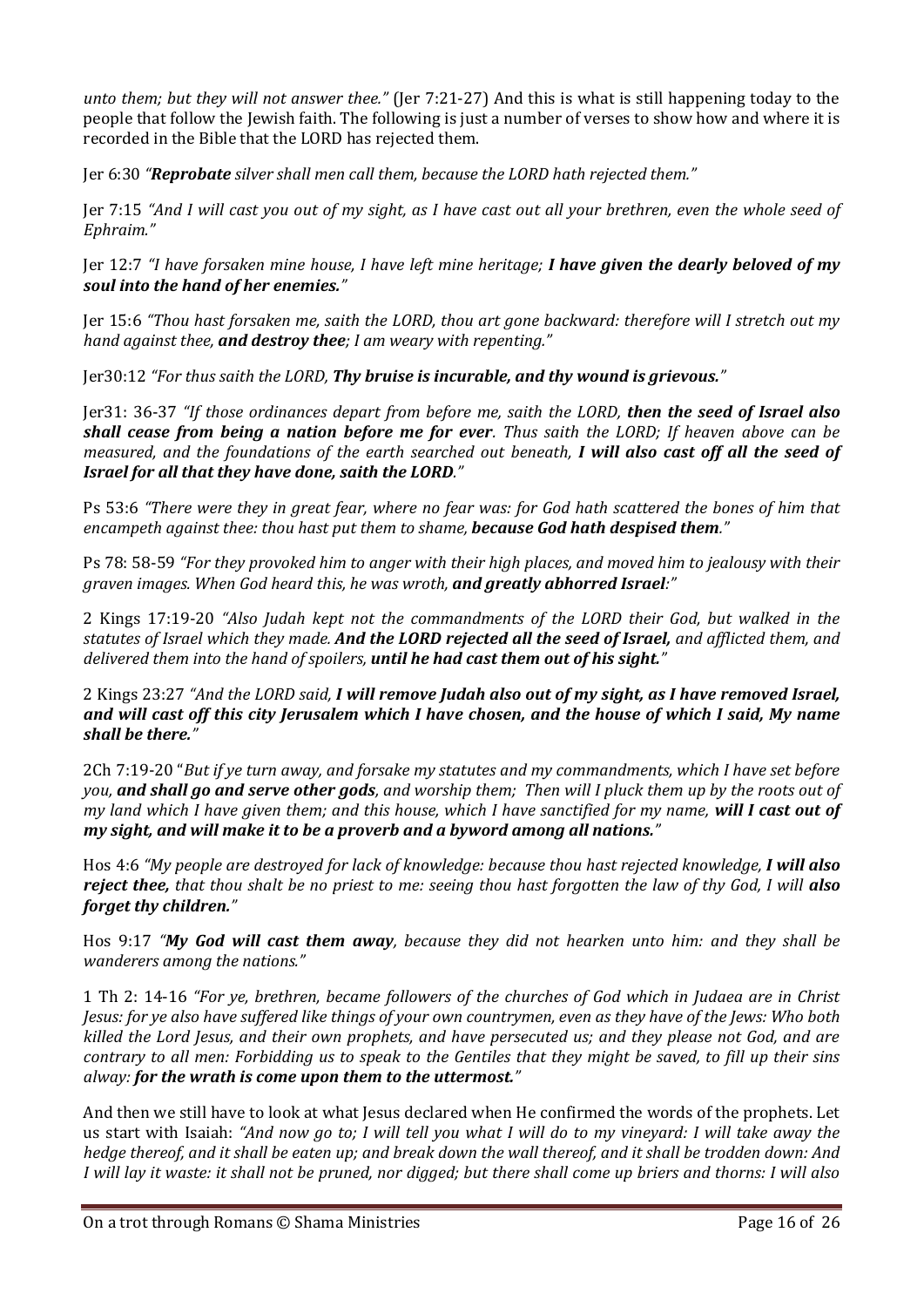*unto them; but they will not answer thee."* (Jer 7:21-27) And this is what is still happening today to the people that follow the Jewish faith. The following is just a number of verses to show how and where it is recorded in the Bible that the LORD has rejected them.

Jer 6:30 *"**Reprobate** silver shall men call them, because the LORD hath rejected them."*

Jer 7:15 *"And I will cast you out of my sight, as I have cast out all your brethren, even the whole seed of Ephraim."*

Jer 12:7 *"I have forsaken mine house, I have left mine heritage; **I have given the dearly beloved of my soul into the hand of her enemies.**"*

Jer 15:6 *"Thou hast forsaken me, saith the LORD, thou art gone backward: therefore will I stretch out my hand against thee, **and destroy thee**; I am weary with repenting."*

Jer30:12 *"For thus saith the LORD, **Thy bruise is incurable, and thy wound is grievous.**"*

Jer31: 36-37 *"If those ordinances depart from before me, saith the LORD, **then the seed of Israel also shall cease from being a nation before me for ever**. Thus saith the LORD; If heaven above can be measured, and the foundations of the earth searched out beneath, **I will also cast off all the seed of Israel for all that they have done, saith the LORD**."*

Ps 53:6 *"There were they in great fear, where no fear was: for God hath scattered the bones of him that encampeth against thee: thou hast put them to shame, **because God hath despised them**."*

Ps 78: 58-59 *"For they provoked him to anger with their high places, and moved him to jealousy with their graven images. When God heard this, he was wroth, **and greatly abhorred Israel**:"*

2 Kings 17:19-20 *"Also Judah kept not the commandments of the LORD their God, but walked in the statutes of Israel which they made. **And the LORD rejected all the seed of Israel,** and afflicted them, and delivered them into the hand of spoilers, **until he had cast them out of his sight.**"*

2 Kings 23:27 *"And the LORD said, **I will remove Judah also out of my sight, as I have removed Israel, and will cast off this city Jerusalem which I have chosen, and the house of which I said, My name shall be there.**"*

2Ch 7:19-20 "*But if ye turn away, and forsake my statutes and my commandments, which I have set before you, **and shall go and serve other gods**, and worship them; Then will I pluck them up by the roots out of my land which I have given them; and this house, which I have sanctified for my name, **will I cast out of my sight, and will make it to be a proverb and a byword among all nations.**"*

Hos 4:6 *"My people are destroyed for lack of knowledge: because thou hast rejected knowledge, **I will also reject thee,** that thou shalt be no priest to me: seeing thou hast forgotten the law of thy God, I will **also forget thy children.**"*

Hos 9:17 *"**My God will cast them away**, because they did not hearken unto him: and they shall be wanderers among the nations."*

1 Th 2: 14-16 *"For ye, brethren, became followers of the churches of God which in Judaea are in Christ Jesus: for ye also have suffered like things of your own countrymen, even as they have of the Jews: Who both killed the Lord Jesus, and their own prophets, and have persecuted us; and they please not God, and are contrary to all men: Forbidding us to speak to the Gentiles that they might be saved, to fill up their sins alway: **for the wrath is come upon them to the uttermost.**"*

And then we still have to look at what Jesus declared when He confirmed the words of the prophets. Let us start with Isaiah: *"And now go to; I will tell you what I will do to my vineyard: I will take away the hedge thereof, and it shall be eaten up; and break down the wall thereof, and it shall be trodden down: And I will lay it waste: it shall not be pruned, nor digged; but there shall come up briers and thorns: I will also*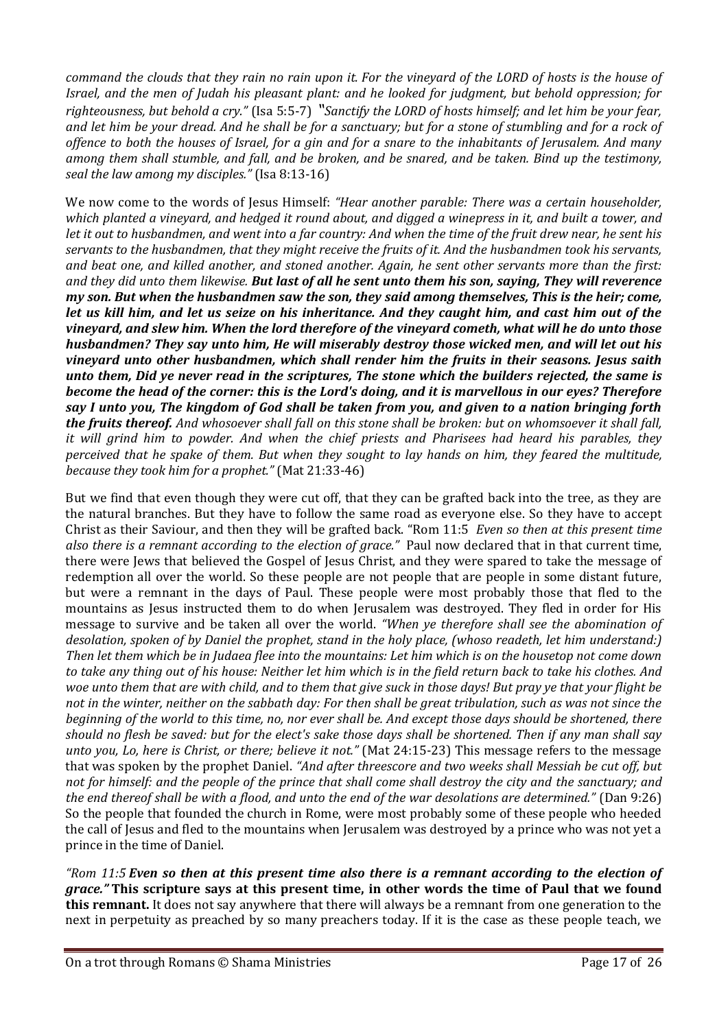*command the clouds that they rain no rain upon it. For the vineyard of the LORD of hosts is the house of Israel, and the men of Judah his pleasant plant: and he looked for judgment, but behold oppression; for righteousness, but behold a cry."* (Isa 5:5-7) *"Sanctify the LORD of hosts himself; and let him be your fear, and let him be your dread. And he shall be for a sanctuary; but for a stone of stumbling and for a rock of offence to both the houses of Israel, for a gin and for a snare to the inhabitants of Jerusalem. And many among them shall stumble, and fall, and be broken, and be snared, and be taken. Bind up the testimony, seal the law among my disciples."* (Isa 8:13-16)

We now come to the words of Jesus Himself: *"Hear another parable: There was a certain householder, which planted a vineyard, and hedged it round about, and digged a winepress in it, and built a tower, and let it out to husbandmen, and went into a far country: And when the time of the fruit drew near, he sent his servants to the husbandmen, that they might receive the fruits of it. And the husbandmen took his servants, and beat one, and killed another, and stoned another. Again, he sent other servants more than the first: and they did unto them likewise.* ***But last of all he sent unto them his son, saying, They will reverence my son. But when the husbandmen saw the son, they said among themselves, This is the heir; come, let us kill him, and let us seize on his inheritance. And they caught him, and cast him out of the vineyard, and slew him. When the lord therefore of the vineyard cometh, what will he do unto those husbandmen? They say unto him, He will miserably destroy those wicked men, and will let out his vineyard unto other husbandmen, which shall render him the fruits in their seasons. Jesus saith unto them, Did ye never read in the scriptures, The stone which the builders rejected, the same is become the head of the corner: this is the Lord's doing, and it is marvellous in our eyes? Therefore say I unto you, The kingdom of God shall be taken from you, and given to a nation bringing forth the fruits thereof.*** *And whosoever shall fall on this stone shall be broken: but on whomsoever it shall fall, it will grind him to powder. And when the chief priests and Pharisees had heard his parables, they perceived that he spake of them. But when they sought to lay hands on him, they feared the multitude, because they took him for a prophet."* (Mat 21:33-46)

But we find that even though they were cut off, that they can be grafted back into the tree, as they are the natural branches. But they have to follow the same road as everyone else. So they have to accept Christ as their Saviour, and then they will be grafted back. "Rom 11:5 *Even so then at this present time also there is a remnant according to the election of grace."* Paul now declared that in that current time, there were Jews that believed the Gospel of Jesus Christ, and they were spared to take the message of redemption all over the world. So these people are not people that are people in some distant future, but were a remnant in the days of Paul. These people were most probably those that fled to the mountains as Jesus instructed them to do when Jerusalem was destroyed. They fled in order for His message to survive and be taken all over the world. *"When ye therefore shall see the abomination of desolation, spoken of by Daniel the prophet, stand in the holy place, (whoso readeth, let him understand:) Then let them which be in Judaea flee into the mountains: Let him which is on the housetop not come down to take any thing out of his house: Neither let him which is in the field return back to take his clothes. And woe unto them that are with child, and to them that give suck in those days! But pray ye that your flight be not in the winter, neither on the sabbath day: For then shall be great tribulation, such as was not since the beginning of the world to this time, no, nor ever shall be. And except those days should be shortened, there should no flesh be saved: but for the elect's sake those days shall be shortened. Then if any man shall say unto you, Lo, here is Christ, or there; believe it not."* (Mat 24:15-23) This message refers to the message that was spoken by the prophet Daniel. *"And after threescore and two weeks shall Messiah be cut off, but not for himself: and the people of the prince that shall come shall destroy the city and the sanctuary; and the end thereof shall be with a flood, and unto the end of the war desolations are determined."* (Dan 9:26) So the people that founded the church in Rome, were most probably some of these people who heeded the call of Jesus and fled to the mountains when Jerusalem was destroyed by a prince who was not yet a prince in the time of Daniel.

*"Rom 11:5* ***Even so then at this present time also there is a remnant according to the election of grace."*** **This scripture says at this present time, in other words the time of Paul that we found this remnant.** It does not say anywhere that there will always be a remnant from one generation to the next in perpetuity as preached by so many preachers today. If it is the case as these people teach, we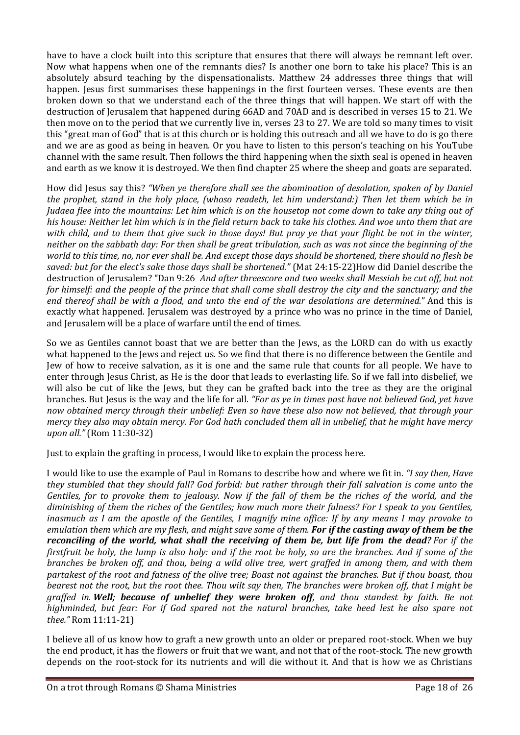have to have a clock built into this scripture that ensures that there will always be remnant left over. Now what happens when one of the remnants dies? Is another one born to take his place? This is an absolutely absurd teaching by the dispensationalists. Matthew 24 addresses three things that will happen. Jesus first summarises these happenings in the first fourteen verses. These events are then broken down so that we understand each of the three things that will happen. We start off with the destruction of Jerusalem that happened during 66AD and 70AD and is described in verses 15 to 21. We then move on to the period that we currently live in, verses 23 to 27. We are told so many times to visit this "great man of God" that is at this church or is holding this outreach and all we have to do is go there and we are as good as being in heaven. Or you have to listen to this person's teaching on his YouTube channel with the same result. Then follows the third happening when the sixth seal is opened in heaven and earth as we know it is destroyed. We then find chapter 25 where the sheep and goats are separated.

How did Jesus say this? *"When ye therefore shall see the abomination of desolation, spoken of by Daniel the prophet, stand in the holy place, (whoso readeth, let him understand:) Then let them which be in Judaea flee into the mountains: Let him which is on the housetop not come down to take any thing out of his house: Neither let him which is in the field return back to take his clothes. And woe unto them that are with child, and to them that give suck in those days! But pray ye that your flight be not in the winter, neither on the sabbath day: For then shall be great tribulation, such as was not since the beginning of the world to this time, no, nor ever shall be. And except those days should be shortened, there should no flesh be saved: but for the elect's sake those days shall be shortened."* (Mat 24:15-22)How did Daniel describe the destruction of Jerusalem? "Dan 9:26 *And after threescore and two weeks shall Messiah be cut off, but not for himself: and the people of the prince that shall come shall destroy the city and the sanctuary; and the end thereof shall be with a flood, and unto the end of the war desolations are determined.*" And this is exactly what happened. Jerusalem was destroyed by a prince who was no prince in the time of Daniel, and Jerusalem will be a place of warfare until the end of times.

So we as Gentiles cannot boast that we are better than the Jews, as the LORD can do with us exactly what happened to the Jews and reject us. So we find that there is no difference between the Gentile and Jew of how to receive salvation, as it is one and the same rule that counts for all people. We have to enter through Jesus Christ, as He is the door that leads to everlasting life. So if we fall into disbelief, we will also be cut of like the Jews, but they can be grafted back into the tree as they are the original branches. But Jesus is the way and the life for all. *"For as ye in times past have not believed God, yet have now obtained mercy through their unbelief: Even so have these also now not believed, that through your mercy they also may obtain mercy. For God hath concluded them all in unbelief, that he might have mercy upon all."* (Rom 11:30-32)

Just to explain the grafting in process, I would like to explain the process here.

I would like to use the example of Paul in Romans to describe how and where we fit in. *"I say then, Have they stumbled that they should fall? God forbid: but rather through their fall salvation is come unto the Gentiles, for to provoke them to jealousy. Now if the fall of them be the riches of the world, and the diminishing of them the riches of the Gentiles; how much more their fulness? For I speak to you Gentiles, inasmuch as I am the apostle of the Gentiles, I magnify mine office: If by any means I may provoke to emulation them which are my flesh, and might save some of them.* ***For if the casting away of them be the reconciling of the world, what shall the receiving of them be, but life from the dead?*** *For if the firstfruit be holy, the lump is also holy: and if the root be holy, so are the branches. And if some of the branches be broken off, and thou, being a wild olive tree, wert graffed in among them, and with them partakest of the root and fatness of the olive tree; Boast not against the branches. But if thou boast, thou bearest not the root, but the root thee. Thou wilt say then, The branches were broken off, that I might be graffed in.* ***Well; because of unbelief they were broken off****, and thou standest by faith. Be not highminded, but fear: For if God spared not the natural branches, take heed lest he also spare not thee."* Rom 11:11-21)

I believe all of us know how to graft a new growth unto an older or prepared root-stock. When we buy the end product, it has the flowers or fruit that we want, and not that of the root-stock. The new growth depends on the root-stock for its nutrients and will die without it. And that is how we as Christians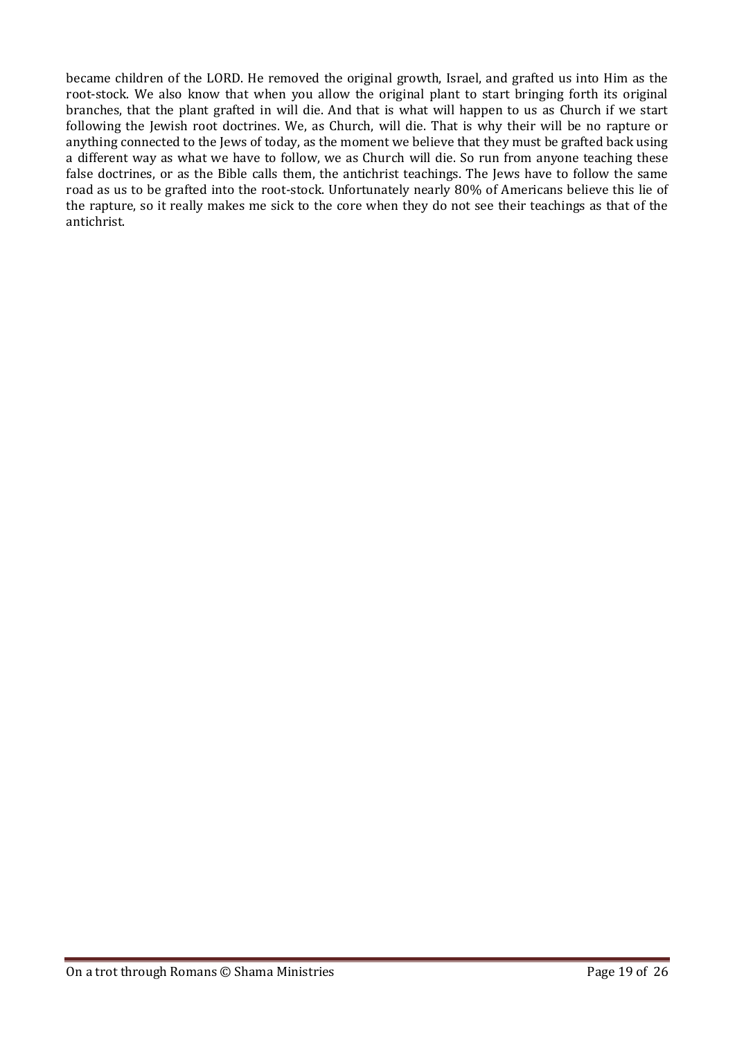became children of the LORD. He removed the original growth, Israel, and grafted us into Him as the root-stock. We also know that when you allow the original plant to start bringing forth its original branches, that the plant grafted in will die. And that is what will happen to us as Church if we start following the Jewish root doctrines. We, as Church, will die. That is why their will be no rapture or anything connected to the Jews of today, as the moment we believe that they must be grafted back using a different way as what we have to follow, we as Church will die. So run from anyone teaching these false doctrines, or as the Bible calls them, the antichrist teachings. The Jews have to follow the same road as us to be grafted into the root-stock. Unfortunately nearly 80% of Americans believe this lie of the rapture, so it really makes me sick to the core when they do not see their teachings as that of the antichrist.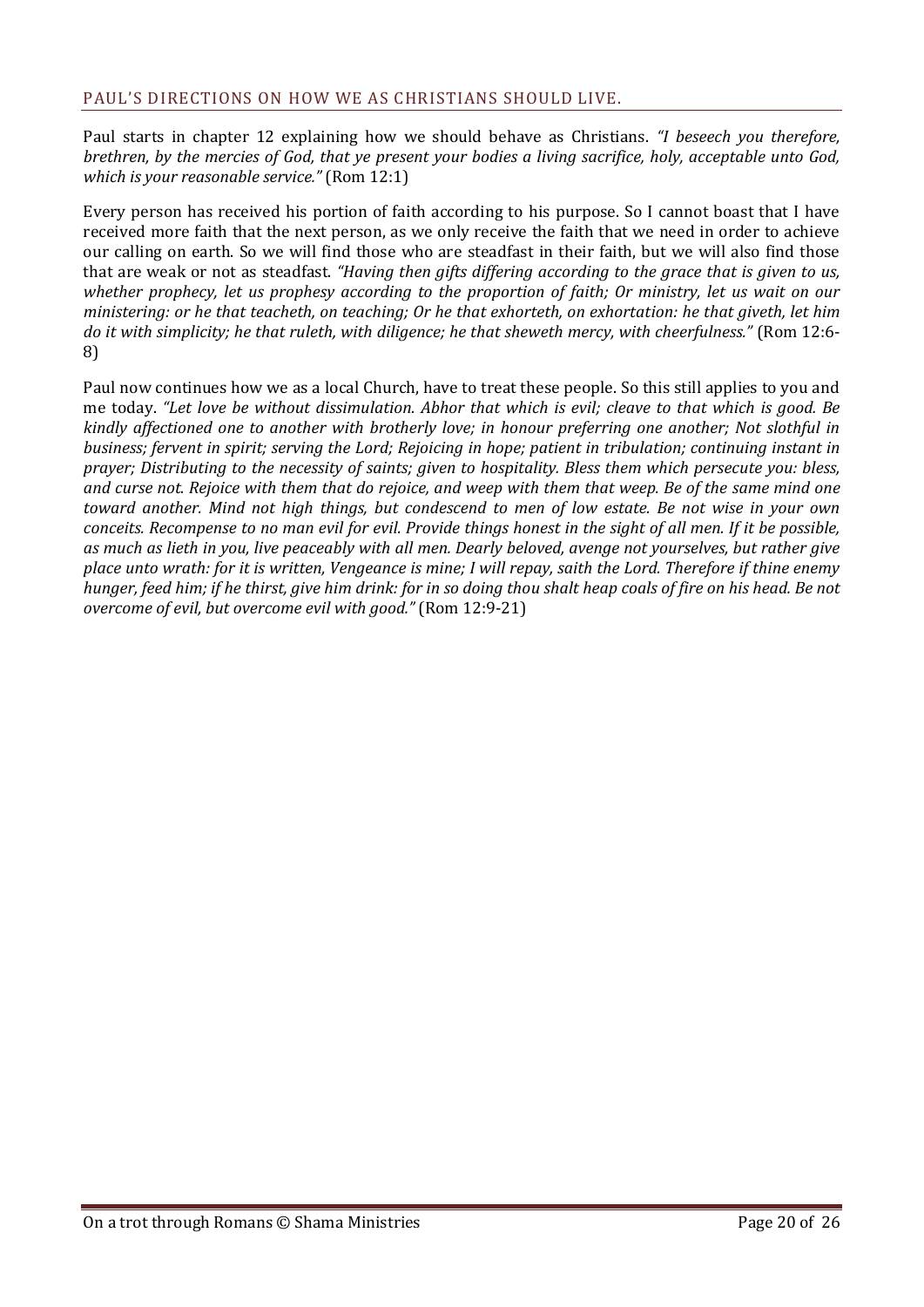## PAUL'S DIRECTIONS ON HOW WE AS CHRISTIANS SHOULD LIVE.

Paul starts in chapter 12 explaining how we should behave as Christians. *"I beseech you therefore, brethren, by the mercies of God, that ye present your bodies a living sacrifice, holy, acceptable unto God, which is your reasonable service."* (Rom 12:1)

Every person has received his portion of faith according to his purpose. So I cannot boast that I have received more faith that the next person, as we only receive the faith that we need in order to achieve our calling on earth. So we will find those who are steadfast in their faith, but we will also find those that are weak or not as steadfast. *"Having then gifts differing according to the grace that is given to us, whether prophecy, let us prophesy according to the proportion of faith; Or ministry, let us wait on our ministering: or he that teacheth, on teaching; Or he that exhorteth, on exhortation: he that giveth, let him do it with simplicity; he that ruleth, with diligence; he that sheweth mercy, with cheerfulness."* (Rom 12:6-8)

Paul now continues how we as a local Church, have to treat these people. So this still applies to you and me today. *"Let love be without dissimulation. Abhor that which is evil; cleave to that which is good. Be kindly affectioned one to another with brotherly love; in honour preferring one another; Not slothful in business; fervent in spirit; serving the Lord; Rejoicing in hope; patient in tribulation; continuing instant in prayer; Distributing to the necessity of saints; given to hospitality. Bless them which persecute you: bless, and curse not. Rejoice with them that do rejoice, and weep with them that weep. Be of the same mind one toward another. Mind not high things, but condescend to men of low estate. Be not wise in your own conceits. Recompense to no man evil for evil. Provide things honest in the sight of all men. If it be possible, as much as lieth in you, live peaceably with all men. Dearly beloved, avenge not yourselves, but rather give place unto wrath: for it is written, Vengeance is mine; I will repay, saith the Lord. Therefore if thine enemy hunger, feed him; if he thirst, give him drink: for in so doing thou shalt heap coals of fire on his head. Be not overcome of evil, but overcome evil with good."* (Rom 12:9-21)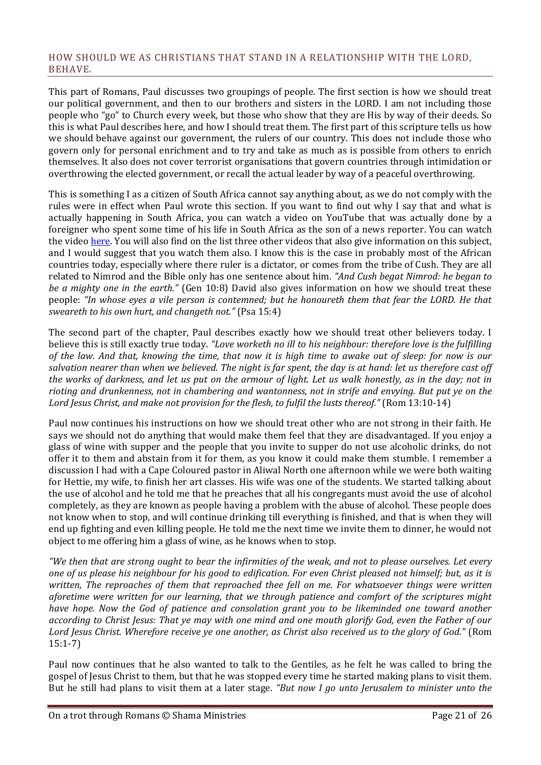## HOW SHOULD WE AS CHRISTIANS THAT STAND IN A RELATIONSHIP WITH THE LORD, BEHAVE.

This part of Romans, Paul discusses two groupings of people. The first section is how we should treat our political government, and then to our brothers and sisters in the LORD. I am not including those people who "go" to Church every week, but those who show that they are His by way of their deeds. So this is what Paul describes here, and how I should treat them. The first part of this scripture tells us how we should behave against our government, the rulers of our country. This does not include those who govern only for personal enrichment and to try and take as much as is possible from others to enrich themselves. It also does not cover terrorist organisations that govern countries through intimidation or overthrowing the elected government, or recall the actual leader by way of a peaceful overthrowing.

This is something I as a citizen of South Africa cannot say anything about, as we do not comply with the rules were in effect when Paul wrote this section. If you want to find out why I say that and what is actually happening in South Africa, you can watch a video on YouTube that was actually done by a foreigner who spent some time of his life in South Africa as the son of a news reporter. You can watch the video here. You will also find on the list three other videos that also give information on this subject, and I would suggest that you watch them also. I know this is the case in probably most of the African countries today, especially where there ruler is a dictator, or comes from the tribe of Cush. They are all related to Nimrod and the Bible only has one sentence about him. *"And Cush begat Nimrod: he began to be a mighty one in the earth."* (Gen 10:8) David also gives information on how we should treat these people: *"In whose eyes a vile person is contemned; but he honoureth them that fear the LORD. He that sweareth to his own hurt, and changeth not."* (Psa 15:4)

The second part of the chapter, Paul describes exactly how we should treat other believers today. I believe this is still exactly true today. *"Love worketh no ill to his neighbour: therefore love is the fulfilling of the law. And that, knowing the time, that now it is high time to awake out of sleep: for now is our salvation nearer than when we believed. The night is far spent, the day is at hand: let us therefore cast off the works of darkness, and let us put on the armour of light. Let us walk honestly, as in the day; not in rioting and drunkenness, not in chambering and wantonness, not in strife and envying. But put ye on the Lord Jesus Christ, and make not provision for the flesh, to fulfil the lusts thereof."* (Rom 13:10-14)

Paul now continues his instructions on how we should treat other who are not strong in their faith. He says we should not do anything that would make them feel that they are disadvantaged. If you enjoy a glass of wine with supper and the people that you invite to supper do not use alcoholic drinks, do not offer it to them and abstain from it for them, as you know it could make them stumble. I remember a discussion I had with a Cape Coloured pastor in Aliwal North one afternoon while we were both waiting for Hettie, my wife, to finish her art classes. His wife was one of the students. We started talking about the use of alcohol and he told me that he preaches that all his congregants must avoid the use of alcohol completely, as they are known as people having a problem with the abuse of alcohol. These people does not know when to stop, and will continue drinking till everything is finished, and that is when they will end up fighting and even killing people. He told me the next time we invite them to dinner, he would not object to me offering him a glass of wine, as he knows when to stop.

*"We then that are strong ought to bear the infirmities of the weak, and not to please ourselves. Let every one of us please his neighbour for his good to edification. For even Christ pleased not himself; but, as it is written, The reproaches of them that reproached thee fell on me. For whatsoever things were written aforetime were written for our learning, that we through patience and comfort of the scriptures might have hope. Now the God of patience and consolation grant you to be likeminded one toward another according to Christ Jesus: That ye may with one mind and one mouth glorify God, even the Father of our Lord Jesus Christ. Wherefore receive ye one another, as Christ also received us to the glory of God."* (Rom 15:1-7)

Paul now continues that he also wanted to talk to the Gentiles, as he felt he was called to bring the gospel of Jesus Christ to them, but that he was stopped every time he started making plans to visit them. But he still had plans to visit them at a later stage. *"But now I go unto Jerusalem to minister unto the*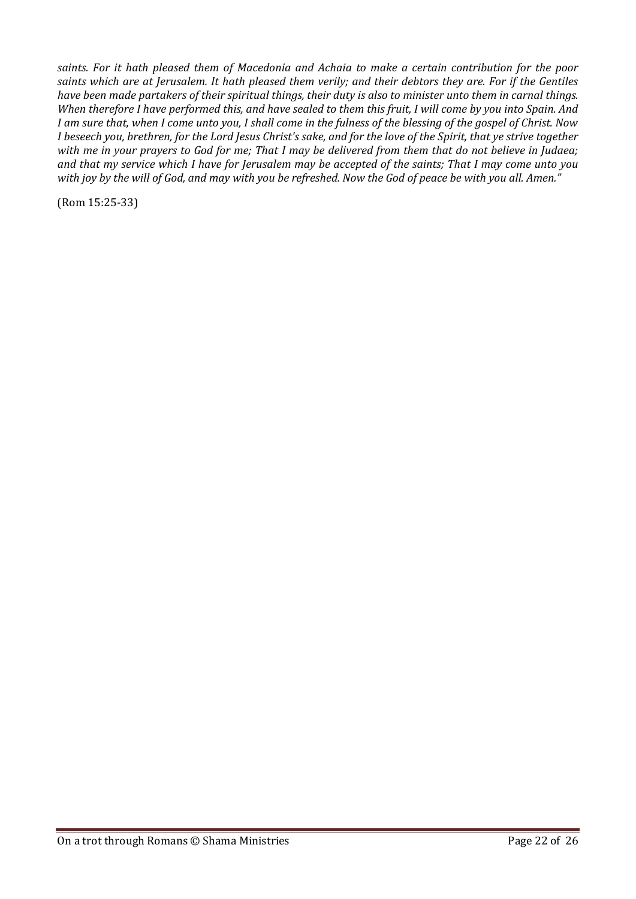*saints. For it hath pleased them of Macedonia and Achaia to make a certain contribution for the poor saints which are at Jerusalem. It hath pleased them verily; and their debtors they are. For if the Gentiles have been made partakers of their spiritual things, their duty is also to minister unto them in carnal things. When therefore I have performed this, and have sealed to them this fruit, I will come by you into Spain. And I am sure that, when I come unto you, I shall come in the fulness of the blessing of the gospel of Christ. Now I beseech you, brethren, for the Lord Jesus Christ's sake, and for the love of the Spirit, that ye strive together with me in your prayers to God for me; That I may be delivered from them that do not believe in Judaea; and that my service which I have for Jerusalem may be accepted of the saints; That I may come unto you with joy by the will of God, and may with you be refreshed. Now the God of peace be with you all. Amen."*

(Rom 15:25-33)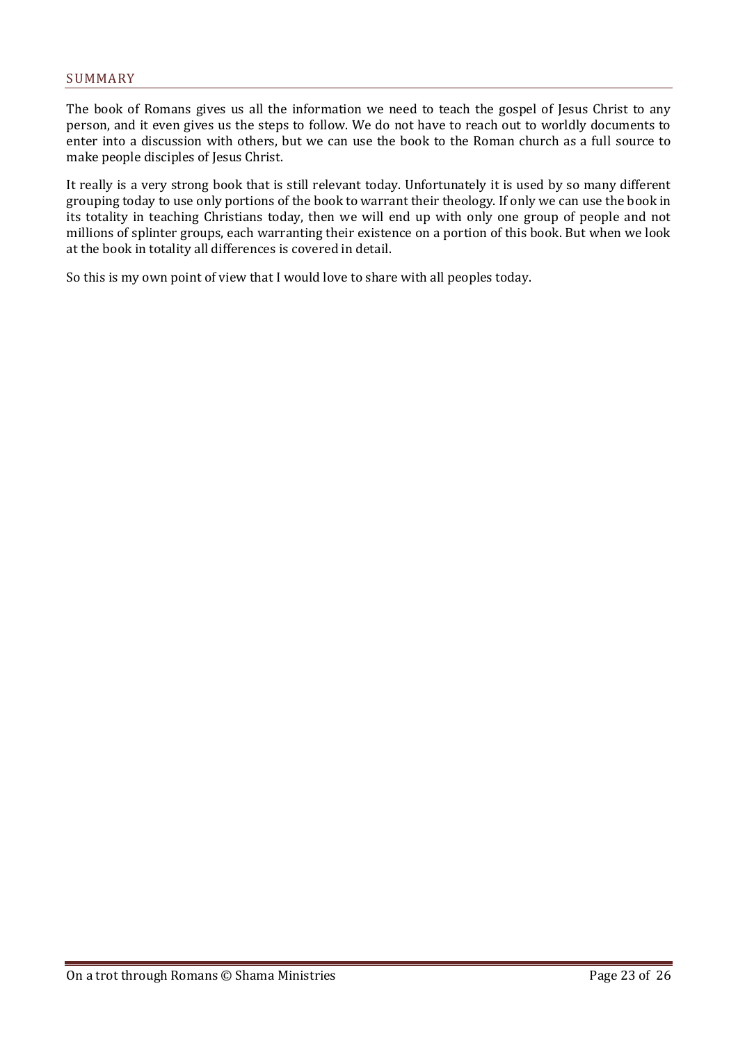## SUMMARY

The book of Romans gives us all the information we need to teach the gospel of Jesus Christ to any person, and it even gives us the steps to follow. We do not have to reach out to worldly documents to enter into a discussion with others, but we can use the book to the Roman church as a full source to make people disciples of Jesus Christ.

It really is a very strong book that is still relevant today. Unfortunately it is used by so many different grouping today to use only portions of the book to warrant their theology. If only we can use the book in its totality in teaching Christians today, then we will end up with only one group of people and not millions of splinter groups, each warranting their existence on a portion of this book. But when we look at the book in totality all differences is covered in detail.

So this is my own point of view that I would love to share with all peoples today.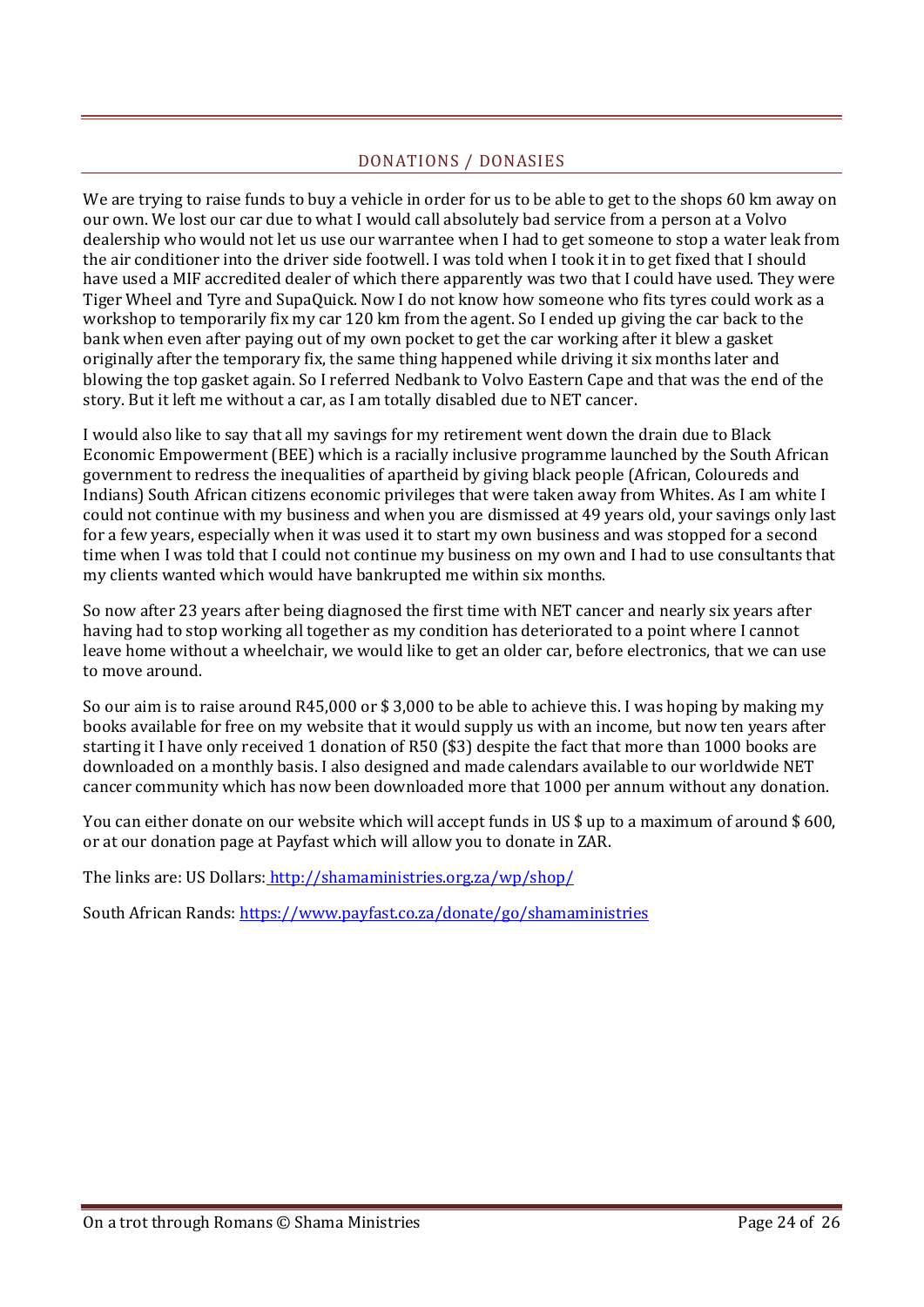## DONATIONS / DONASIES

We are trying to raise funds to buy a vehicle in order for us to be able to get to the shops 60 km away on our own. We lost our car due to what I would call absolutely bad service from a person at a Volvo dealership who would not let us use our warrantee when I had to get someone to stop a water leak from the air conditioner into the driver side footwell. I was told when I took it in to get fixed that I should have used a MIF accredited dealer of which there apparently was two that I could have used. They were Tiger Wheel and Tyre and SupaQuick. Now I do not know how someone who fits tyres could work as a workshop to temporarily fix my car 120 km from the agent. So I ended up giving the car back to the bank when even after paying out of my own pocket to get the car working after it blew a gasket originally after the temporary fix, the same thing happened while driving it six months later and blowing the top gasket again. So I referred Nedbank to Volvo Eastern Cape and that was the end of the story. But it left me without a car, as I am totally disabled due to NET cancer.

I would also like to say that all my savings for my retirement went down the drain due to Black Economic Empowerment (BEE) which is a racially inclusive programme launched by the South African government to redress the inequalities of apartheid by giving black people (African, Coloureds and Indians) South African citizens economic privileges that were taken away from Whites. As I am white I could not continue with my business and when you are dismissed at 49 years old, your savings only last for a few years, especially when it was used it to start my own business and was stopped for a second time when I was told that I could not continue my business on my own and I had to use consultants that my clients wanted which would have bankrupted me within six months.

So now after 23 years after being diagnosed the first time with NET cancer and nearly six years after having had to stop working all together as my condition has deteriorated to a point where I cannot leave home without a wheelchair, we would like to get an older car, before electronics, that we can use to move around.

So our aim is to raise around R45,000 or $ 3,000 to be able to achieve this. I was hoping by making my books available for free on my website that it would supply us with an income, but now ten years after starting it I have only received 1 donation of R50 ($3) despite the fact that more than 1000 books are downloaded on a monthly basis. I also designed and made calendars available to our worldwide NET cancer community which has now been downloaded more that 1000 per annum without any donation.

You can either donate on our website which will accept funds in US $ up to a maximum of around $ 600, or at our donation page at Payfast which will allow you to donate in ZAR.

The links are: US Dollars: http://shamaministries.org.za/wp/shop/

South African Rands: https://www.payfast.co.za/donate/go/shamaministries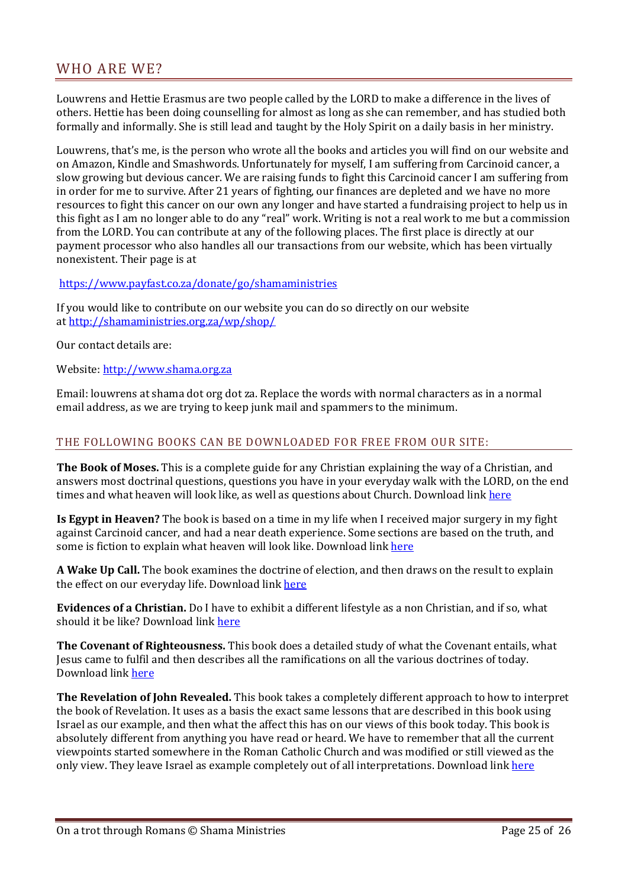## WHO ARE WE?

Louwrens and Hettie Erasmus are two people called by the LORD to make a difference in the lives of others. Hettie has been doing counselling for almost as long as she can remember, and has studied both formally and informally. She is still lead and taught by the Holy Spirit on a daily basis in her ministry.

Louwrens, that's me, is the person who wrote all the books and articles you will find on our website and on Amazon, Kindle and Smashwords. Unfortunately for myself, I am suffering from Carcinoid cancer, a slow growing but devious cancer. We are raising funds to fight this Carcinoid cancer I am suffering from in order for me to survive. After 21 years of fighting, our finances are depleted and we have no more resources to fight this cancer on our own any longer and have started a fundraising project to help us in this fight as I am no longer able to do any "real" work. Writing is not a real work to me but a commission from the LORD. You can contribute at any of the following places. The first place is directly at our payment processor who also handles all our transactions from our website, which has been virtually nonexistent. Their page is at

https://www.payfast.co.za/donate/go/shamaministries

If you would like to contribute on our website you can do so directly on our website at http://shamaministries.org.za/wp/shop/

Our contact details are:

Website: http://www.shama.org.za

Email: louwrens at shama dot org dot za. Replace the words with normal characters as in a normal email address, as we are trying to keep junk mail and spammers to the minimum.

### THE FOLLOWING BOOKS CAN BE DOWNLOADED FOR FREE FROM OUR SITE:

**The Book of Moses.** This is a complete guide for any Christian explaining the way of a Christian, and answers most doctrinal questions, questions you have in your everyday walk with the LORD, on the end times and what heaven will look like, as well as questions about Church. Download link here

**Is Egypt in Heaven?** The book is based on a time in my life when I received major surgery in my fight against Carcinoid cancer, and had a near death experience. Some sections are based on the truth, and some is fiction to explain what heaven will look like. Download link here

**A Wake Up Call.** The book examines the doctrine of election, and then draws on the result to explain the effect on our everyday life. Download link here

**Evidences of a Christian.** Do I have to exhibit a different lifestyle as a non Christian, and if so, what should it be like? Download link here

**The Covenant of Righteousness.** This book does a detailed study of what the Covenant entails, what Jesus came to fulfil and then describes all the ramifications on all the various doctrines of today. Download link here

**The Revelation of John Revealed.** This book takes a completely different approach to how to interpret the book of Revelation. It uses as a basis the exact same lessons that are described in this book using Israel as our example, and then what the affect this has on our views of this book today. This book is absolutely different from anything you have read or heard. We have to remember that all the current viewpoints started somewhere in the Roman Catholic Church and was modified or still viewed as the only view. They leave Israel as example completely out of all interpretations. Download link here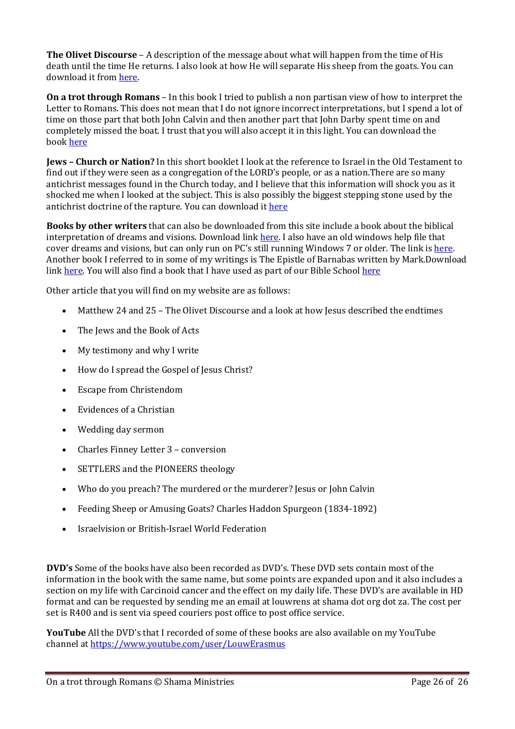**The Olivet Discourse** – A description of the message about what will happen from the time of His death until the time He returns. I also look at how He will separate His sheep from the goats. You can download it from here.

**On a trot through Romans** – In this book I tried to publish a non partisan view of how to interpret the Letter to Romans. This does not mean that I do not ignore incorrect interpretations, but I spend a lot of time on those part that both John Calvin and then another part that John Darby spent time on and completely missed the boat. I trust that you will also accept it in this light. You can download the book here

**Jews – Church or Nation?** In this short booklet I look at the reference to Israel in the Old Testament to find out if they were seen as a congregation of the LORD's people, or as a nation.There are so many antichrist messages found in the Church today, and I believe that this information will shock you as it shocked me when I looked at the subject. This is also possibly the biggest stepping stone used by the antichrist doctrine of the rapture. You can download it here

**Books by other writers** that can also be downloaded from this site include a book about the biblical interpretation of dreams and visions. Download link here. I also have an old windows help file that cover dreams and visions, but can only run on PC's still running Windows 7 or older. The link is here. Another book I referred to in some of my writings is The Epistle of Barnabas written by Mark.Download link here. You will also find a book that I have used as part of our Bible School here

Other article that you will find on my website are as follows:

- Matthew 24 and 25 – The Olivet Discourse and a look at how Jesus described the endtimes
- The Jews and the Book of Acts
- My testimony and why I write
- How do I spread the Gospel of Jesus Christ?
- Escape from Christendom
- Evidences of a Christian
- Wedding day sermon
- Charles Finney Letter 3 – conversion
- SETTLERS and the PIONEERS theology
- Who do you preach? The murdered or the murderer? Jesus or John Calvin
- Feeding Sheep or Amusing Goats? Charles Haddon Spurgeon (1834-1892)
- Israelvision or British-Israel World Federation

**DVD's** Some of the books have also been recorded as DVD's. These DVD sets contain most of the information in the book with the same name, but some points are expanded upon and it also includes a section on my life with Carcinoid cancer and the effect on my daily life. These DVD's are available in HD format and can be requested by sending me an email at louwrens at shama dot org dot za. The cost per set is R400 and is sent via speed couriers post office to post office service.

**YouTube** All the DVD's that I recorded of some of these books are also available on my YouTube channel at https://www.youtube.com/user/LouwErasmus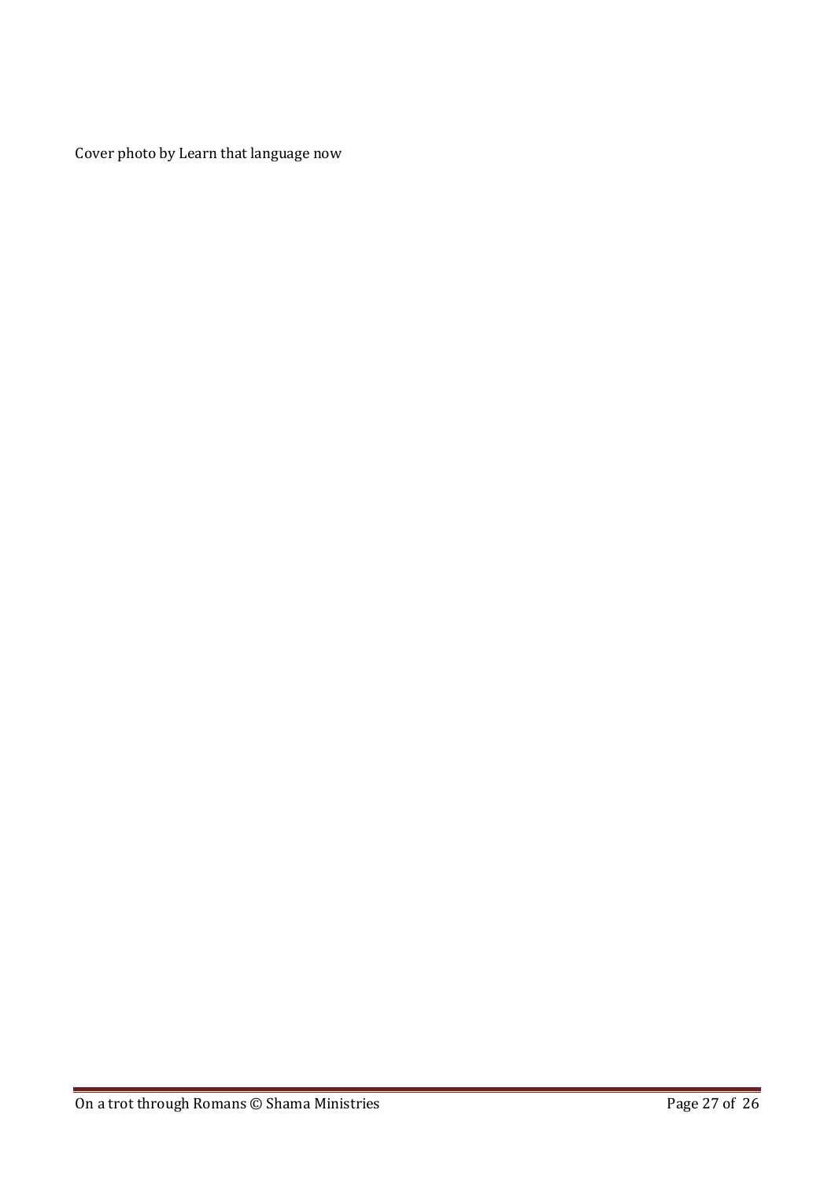Cover photo by Learn that language now